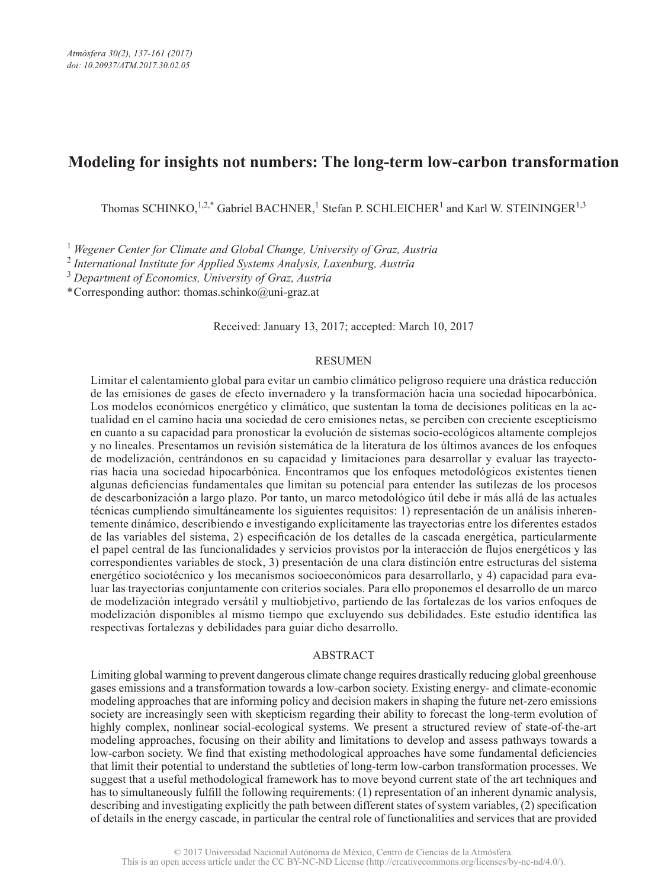# Modeling for insights not numbers: The long-term low-carbon transformation

Thomas SCHINKO,[1,2,*] Gabriel BACHNER,[1] Stefan P. SCHLEICHER[1] and Karl W. STEININGER[1,3]

[1] *Wegener Center for Climate and Global Change, University of Graz, Austria*
[2] *International Institute for Applied Systems Analysis, Laxenburg, Austria*
[3] *Department of Economics, University of Graz, Austria*
*Corresponding author: thomas.schinko@uni-graz.at

Received: January 13, 2017; accepted: March 10, 2017

## RESUMEN

Limitar el calentamiento global para evitar un cambio climático peligroso requiere una drástica reducción de las emisiones de gases de efecto invernadero y la transformación hacia una sociedad hipocarbónica. Los modelos económicos energético y climático, que sustentan la toma de decisiones políticas en la actualidad en el camino hacia una sociedad de cero emisiones netas, se perciben con creciente escepticismo en cuanto a su capacidad para pronosticar la evolución de sistemas socio-ecológicos altamente complejos y no lineales. Presentamos un revisión sistemática de la literatura de los últimos avances de los enfoques de modelización, centrándonos en su capacidad y limitaciones para desarrollar y evaluar las trayectorias hacia una sociedad hipocarbónica. Encontramos que los enfoques metodológicos existentes tienen algunas deficiencias fundamentales que limitan su potencial para entender las sutilezas de los procesos de descarbonización a largo plazo. Por tanto, un marco metodológico útil debe ir más allá de las actuales técnicas cumpliendo simultáneamente los siguientes requisitos: 1) representación de un análisis inherentemente dinámico, describiendo e investigando explícitamente las trayectorias entre los diferentes estados de las variables del sistema, 2) especificación de los detalles de la cascada energética, particularmente el papel central de las funcionalidades y servicios provistos por la interacción de flujos energéticos y las correspondientes variables de stock, 3) presentación de una clara distinción entre estructuras del sistema energético sociotécnico y los mecanismos socioeconómicos para desarrollarlo, y 4) capacidad para evaluar las trayectorias conjuntamente con criterios sociales. Para ello proponemos el desarrollo de un marco de modelización integrado versátil y multiobjetivo, partiendo de las fortalezas de los varios enfoques de modelización disponibles al mismo tiempo que excluyendo sus debilidades. Este estudio identifica las respectivas fortalezas y debilidades para guiar dicho desarrollo.

## ABSTRACT

Limiting global warming to prevent dangerous climate change requires drastically reducing global greenhouse gases emissions and a transformation towards a low-carbon society. Existing energy- and climate-economic modeling approaches that are informing policy and decision makers in shaping the future net-zero emissions society are increasingly seen with skepticism regarding their ability to forecast the long-term evolution of highly complex, nonlinear social-ecological systems. We present a structured review of state-of-the-art modeling approaches, focusing on their ability and limitations to develop and assess pathways towards a low-carbon society. We find that existing methodological approaches have some fundamental deficiencies that limit their potential to understand the subtleties of long-term low-carbon transformation processes. We suggest that a useful methodological framework has to move beyond current state of the art techniques and has to simultaneously fulfill the following requirements: (1) representation of an inherent dynamic analysis, describing and investigating explicitly the path between different states of system variables, (2) specification of details in the energy cascade, in particular the central role of functionalities and services that are provided

© 2017 Universidad Nacional Autónoma de México, Centro de Ciencias de la Atmósfera.
This is an open access article under the CC BY-NC-ND License (http://creativecommons.org/licenses/by-nc-nd/4.0/).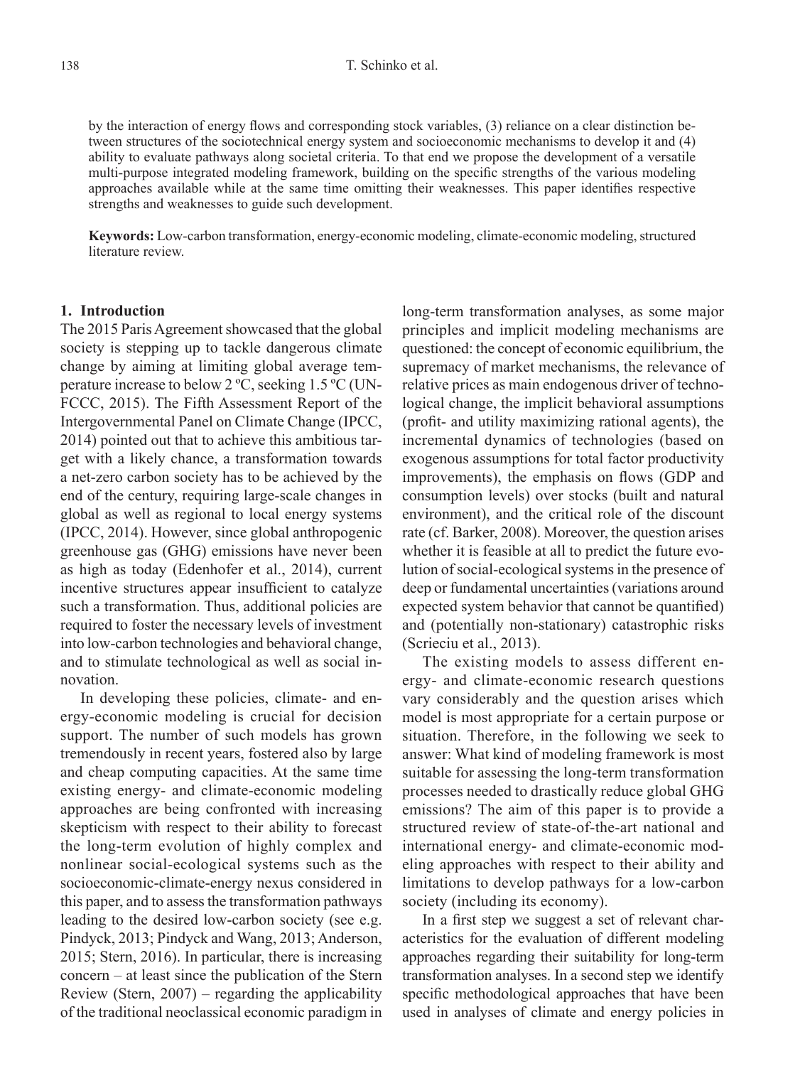by the interaction of energy flows and corresponding stock variables, (3) reliance on a clear distinction between structures of the sociotechnical energy system and socioeconomic mechanisms to develop it and (4) ability to evaluate pathways along societal criteria. To that end we propose the development of a versatile multi-purpose integrated modeling framework, building on the specific strengths of the various modeling approaches available while at the same time omitting their weaknesses. This paper identifies respective strengths and weaknesses to guide such development.

**Keywords:** Low-carbon transformation, energy-economic modeling, climate-economic modeling, structured literature review.

## 1. Introduction

The 2015 Paris Agreement showcased that the global society is stepping up to tackle dangerous climate change by aiming at limiting global average temperature increase to below 2 ºC, seeking 1.5 ºC (UNFCCC, 2015). The Fifth Assessment Report of the Intergovernmental Panel on Climate Change (IPCC, 2014) pointed out that to achieve this ambitious target with a likely chance, a transformation towards a net-zero carbon society has to be achieved by the end of the century, requiring large-scale changes in global as well as regional to local energy systems (IPCC, 2014). However, since global anthropogenic greenhouse gas (GHG) emissions have never been as high as today (Edenhofer et al., 2014), current incentive structures appear insufficient to catalyze such a transformation. Thus, additional policies are required to foster the necessary levels of investment into low-carbon technologies and behavioral change, and to stimulate technological as well as social innovation.

In developing these policies, climate- and energy-economic modeling is crucial for decision support. The number of such models has grown tremendously in recent years, fostered also by large and cheap computing capacities. At the same time existing energy- and climate-economic modeling approaches are being confronted with increasing skepticism with respect to their ability to forecast the long-term evolution of highly complex and nonlinear social-ecological systems such as the socioeconomic-climate-energy nexus considered in this paper, and to assess the transformation pathways leading to the desired low-carbon society (see e.g. Pindyck, 2013; Pindyck and Wang, 2013; Anderson, 2015; Stern, 2016). In particular, there is increasing concern – at least since the publication of the Stern Review (Stern, 2007) – regarding the applicability of the traditional neoclassical economic paradigm in long-term transformation analyses, as some major principles and implicit modeling mechanisms are questioned: the concept of economic equilibrium, the supremacy of market mechanisms, the relevance of relative prices as main endogenous driver of technological change, the implicit behavioral assumptions (profit- and utility maximizing rational agents), the incremental dynamics of technologies (based on exogenous assumptions for total factor productivity improvements), the emphasis on flows (GDP and consumption levels) over stocks (built and natural environment), and the critical role of the discount rate (cf. Barker, 2008). Moreover, the question arises whether it is feasible at all to predict the future evolution of social-ecological systems in the presence of deep or fundamental uncertainties (variations around expected system behavior that cannot be quantified) and (potentially non-stationary) catastrophic risks (Scrieciu et al., 2013).

The existing models to assess different energy- and climate-economic research questions vary considerably and the question arises which model is most appropriate for a certain purpose or situation. Therefore, in the following we seek to answer: What kind of modeling framework is most suitable for assessing the long-term transformation processes needed to drastically reduce global GHG emissions? The aim of this paper is to provide a structured review of state-of-the-art national and international energy- and climate-economic modeling approaches with respect to their ability and limitations to develop pathways for a low-carbon society (including its economy).

In a first step we suggest a set of relevant characteristics for the evaluation of different modeling approaches regarding their suitability for long-term transformation analyses. In a second step we identify specific methodological approaches that have been used in analyses of climate and energy policies in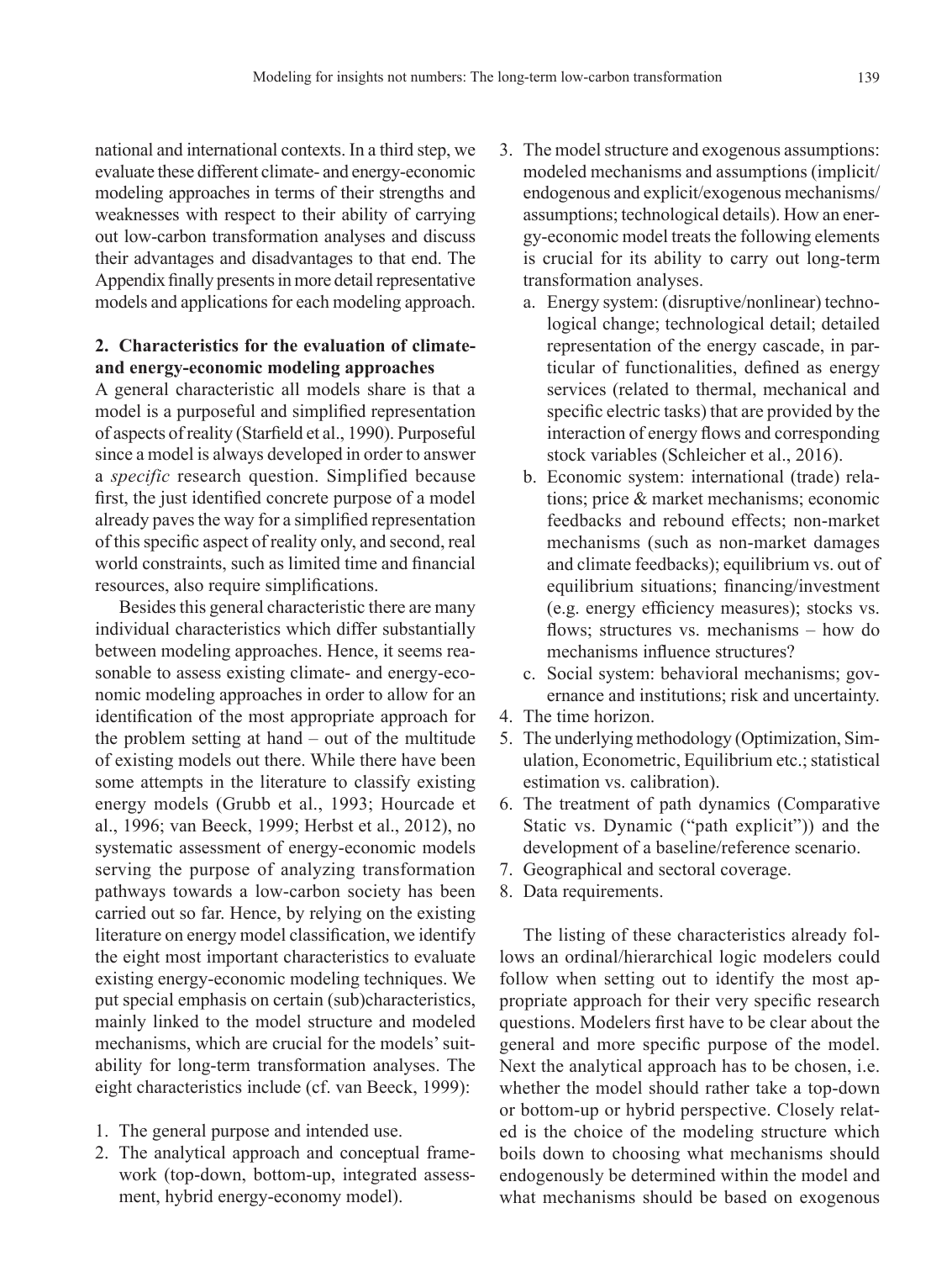national and international contexts. In a third step, we evaluate these different climate- and energy-economic modeling approaches in terms of their strengths and weaknesses with respect to their ability of carrying out low-carbon transformation analyses and discuss their advantages and disadvantages to that end. The Appendix finally presents in more detail representative models and applications for each modeling approach.

## 2. Characteristics for the evaluation of climate- and energy-economic modeling approaches

A general characteristic all models share is that a model is a purposeful and simplified representation of aspects of reality (Starfield et al., 1990). Purposeful since a model is always developed in order to answer a *specific* research question. Simplified because first, the just identified concrete purpose of a model already paves the way for a simplified representation of this specific aspect of reality only, and second, real world constraints, such as limited time and financial resources, also require simplifications.

Besides this general characteristic there are many individual characteristics which differ substantially between modeling approaches. Hence, it seems reasonable to assess existing climate- and energy-economic modeling approaches in order to allow for an identification of the most appropriate approach for the problem setting at hand – out of the multitude of existing models out there. While there have been some attempts in the literature to classify existing energy models (Grubb et al., 1993; Hourcade et al., 1996; van Beeck, 1999; Herbst et al., 2012), no systematic assessment of energy-economic models serving the purpose of analyzing transformation pathways towards a low-carbon society has been carried out so far. Hence, by relying on the existing literature on energy model classification, we identify the eight most important characteristics to evaluate existing energy-economic modeling techniques. We put special emphasis on certain (sub)characteristics, mainly linked to the model structure and modeled mechanisms, which are crucial for the models' suitability for long-term transformation analyses. The eight characteristics include (cf. van Beeck, 1999):

1. The general purpose and intended use.
2. The analytical approach and conceptual framework (top-down, bottom-up, integrated assessment, hybrid energy-economy model).
3. The model structure and exogenous assumptions: modeled mechanisms and assumptions (implicit/endogenous and explicit/exogenous mechanisms/assumptions; technological details). How an energy-economic model treats the following elements is crucial for its ability to carry out long-term transformation analyses.
   a. Energy system: (disruptive/nonlinear) technological change; technological detail; detailed representation of the energy cascade, in particular of functionalities, defined as energy services (related to thermal, mechanical and specific electric tasks) that are provided by the interaction of energy flows and corresponding stock variables (Schleicher et al., 2016).
   b. Economic system: international (trade) relations; price & market mechanisms; economic feedbacks and rebound effects; non-market mechanisms (such as non-market damages and climate feedbacks); equilibrium vs. out of equilibrium situations; financing/investment (e.g. energy efficiency measures); stocks vs. flows; structures vs. mechanisms – how do mechanisms influence structures?
   c. Social system: behavioral mechanisms; governance and institutions; risk and uncertainty.
4. The time horizon.
5. The underlying methodology (Optimization, Simulation, Econometric, Equilibrium etc.; statistical estimation vs. calibration).
6. The treatment of path dynamics (Comparative Static vs. Dynamic ("path explicit")) and the development of a baseline/reference scenario.
7. Geographical and sectoral coverage.
8. Data requirements.

The listing of these characteristics already follows an ordinal/hierarchical logic modelers could follow when setting out to identify the most appropriate approach for their very specific research questions. Modelers first have to be clear about the general and more specific purpose of the model. Next the analytical approach has to be chosen, i.e. whether the model should rather take a top-down or bottom-up or hybrid perspective. Closely related is the choice of the modeling structure which boils down to choosing what mechanisms should endogenously be determined within the model and what mechanisms should be based on exogenous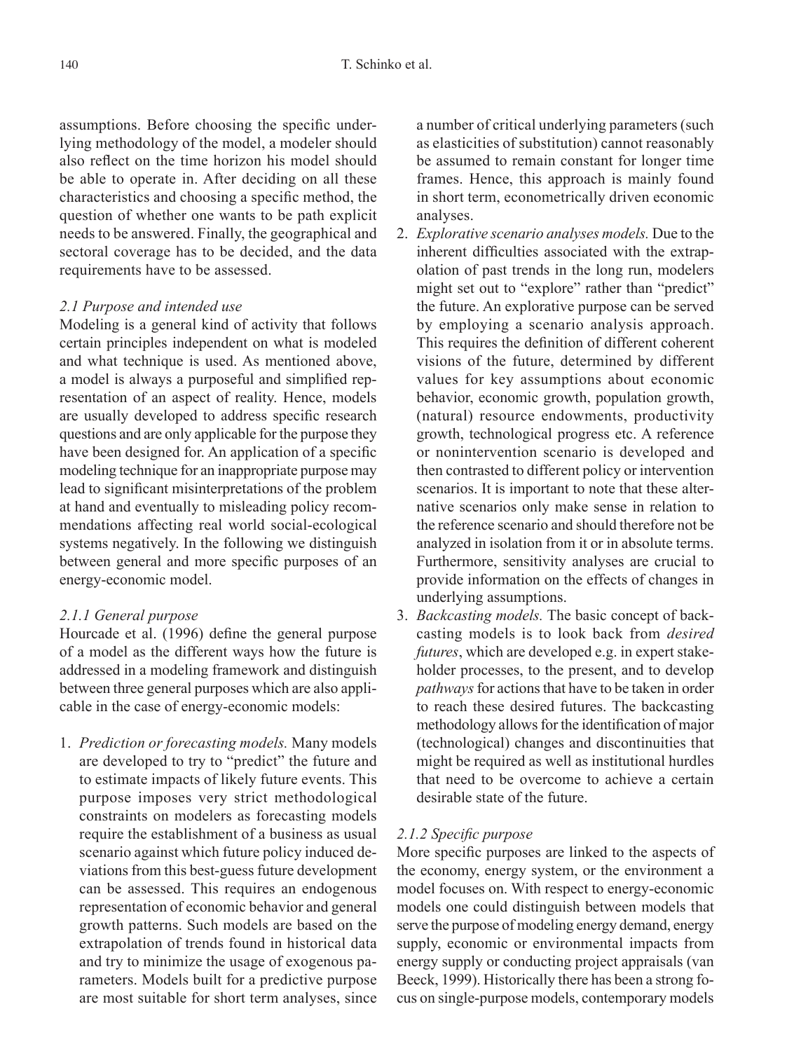assumptions. Before choosing the specific underlying methodology of the model, a modeler should also reflect on the time horizon his model should be able to operate in. After deciding on all these characteristics and choosing a specific method, the question of whether one wants to be path explicit needs to be answered. Finally, the geographical and sectoral coverage has to be decided, and the data requirements have to be assessed.

### *2.1 Purpose and intended use*

Modeling is a general kind of activity that follows certain principles independent on what is modeled and what technique is used. As mentioned above, a model is always a purposeful and simplified representation of an aspect of reality. Hence, models are usually developed to address specific research questions and are only applicable for the purpose they have been designed for. An application of a specific modeling technique for an inappropriate purpose may lead to significant misinterpretations of the problem at hand and eventually to misleading policy recommendations affecting real world social-ecological systems negatively. In the following we distinguish between general and more specific purposes of an energy-economic model.

#### *2.1.1 General purpose*

Hourcade et al. (1996) define the general purpose of a model as the different ways how the future is addressed in a modeling framework and distinguish between three general purposes which are also applicable in the case of energy-economic models:

1. *Prediction or forecasting models.* Many models are developed to try to "predict" the future and to estimate impacts of likely future events. This purpose imposes very strict methodological constraints on modelers as forecasting models require the establishment of a business as usual scenario against which future policy induced deviations from this best-guess future development can be assessed. This requires an endogenous representation of economic behavior and general growth patterns. Such models are based on the extrapolation of trends found in historical data and try to minimize the usage of exogenous parameters. Models built for a predictive purpose are most suitable for short term analyses, since a number of critical underlying parameters (such as elasticities of substitution) cannot reasonably be assumed to remain constant for longer time frames. Hence, this approach is mainly found in short term, econometrically driven economic analyses.
2. *Explorative scenario analyses models.* Due to the inherent difficulties associated with the extrapolation of past trends in the long run, modelers might set out to "explore" rather than "predict" the future. An explorative purpose can be served by employing a scenario analysis approach. This requires the definition of different coherent visions of the future, determined by different values for key assumptions about economic behavior, economic growth, population growth, (natural) resource endowments, productivity growth, technological progress etc. A reference or nonintervention scenario is developed and then contrasted to different policy or intervention scenarios. It is important to note that these alternative scenarios only make sense in relation to the reference scenario and should therefore not be analyzed in isolation from it or in absolute terms. Furthermore, sensitivity analyses are crucial to provide information on the effects of changes in underlying assumptions.
3. *Backcasting models.* The basic concept of backcasting models is to look back from *desired futures*, which are developed e.g. in expert stakeholder processes, to the present, and to develop *pathways* for actions that have to be taken in order to reach these desired futures. The backcasting methodology allows for the identification of major (technological) changes and discontinuities that might be required as well as institutional hurdles that need to be overcome to achieve a certain desirable state of the future.

#### *2.1.2 Specific purpose*

More specific purposes are linked to the aspects of the economy, energy system, or the environment a model focuses on. With respect to energy-economic models one could distinguish between models that serve the purpose of modeling energy demand, energy supply, economic or environmental impacts from energy supply or conducting project appraisals (van Beeck, 1999). Historically there has been a strong focus on single-purpose models, contemporary models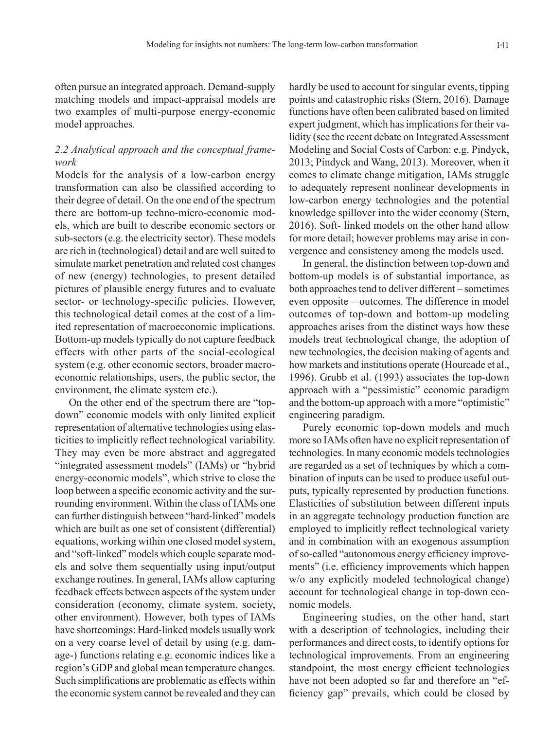often pursue an integrated approach. Demand-supply matching models and impact-appraisal models are two examples of multi-purpose energy-economic model approaches.

### *2.2 Analytical approach and the conceptual framework*

Models for the analysis of a low-carbon energy transformation can also be classified according to their degree of detail. On the one end of the spectrum there are bottom-up techno-micro-economic models, which are built to describe economic sectors or sub-sectors (e.g. the electricity sector). These models are rich in (technological) detail and are well suited to simulate market penetration and related cost changes of new (energy) technologies, to present detailed pictures of plausible energy futures and to evaluate sector- or technology-specific policies. However, this technological detail comes at the cost of a limited representation of macroeconomic implications. Bottom-up models typically do not capture feedback effects with other parts of the social-ecological system (e.g. other economic sectors, broader macroeconomic relationships, users, the public sector, the environment, the climate system etc.).

On the other end of the spectrum there are "top-down" economic models with only limited explicit representation of alternative technologies using elasticities to implicitly reflect technological variability. They may even be more abstract and aggregated "integrated assessment models" (IAMs) or "hybrid energy-economic models", which strive to close the loop between a specific economic activity and the surrounding environment. Within the class of IAMs one can further distinguish between "hard-linked" models which are built as one set of consistent (differential) equations, working within one closed model system, and "soft-linked" models which couple separate models and solve them sequentially using input/output exchange routines. In general, IAMs allow capturing feedback effects between aspects of the system under consideration (economy, climate system, society, other environment). However, both types of IAMs have shortcomings: Hard-linked models usually work on a very coarse level of detail by using (e.g. damage-) functions relating e.g. economic indices like a region's GDP and global mean temperature changes. Such simplifications are problematic as effects within the economic system cannot be revealed and they can hardly be used to account for singular events, tipping points and catastrophic risks (Stern, 2016). Damage functions have often been calibrated based on limited expert judgment, which has implications for their validity (see the recent debate on Integrated Assessment Modeling and Social Costs of Carbon: e.g. Pindyck, 2013; Pindyck and Wang, 2013). Moreover, when it comes to climate change mitigation, IAMs struggle to adequately represent nonlinear developments in low-carbon energy technologies and the potential knowledge spillover into the wider economy (Stern, 2016). Soft- linked models on the other hand allow for more detail; however problems may arise in convergence and consistency among the models used.

In general, the distinction between top-down and bottom-up models is of substantial importance, as both approaches tend to deliver different – sometimes even opposite – outcomes. The difference in model outcomes of top-down and bottom-up modeling approaches arises from the distinct ways how these models treat technological change, the adoption of new technologies, the decision making of agents and how markets and institutions operate (Hourcade et al., 1996). Grubb et al. (1993) associates the top-down approach with a "pessimistic" economic paradigm and the bottom-up approach with a more "optimistic" engineering paradigm.

Purely economic top-down models and much more so IAMs often have no explicit representation of technologies. In many economic models technologies are regarded as a set of techniques by which a combination of inputs can be used to produce useful outputs, typically represented by production functions. Elasticities of substitution between different inputs in an aggregate technology production function are employed to implicitly reflect technological variety and in combination with an exogenous assumption of so-called "autonomous energy efficiency improvements" (i.e. efficiency improvements which happen w/o any explicitly modeled technological change) account for technological change in top-down economic models.

Engineering studies, on the other hand, start with a description of technologies, including their performances and direct costs, to identify options for technological improvements. From an engineering standpoint, the most energy efficient technologies have not been adopted so far and therefore an "efficiency gap" prevails, which could be closed by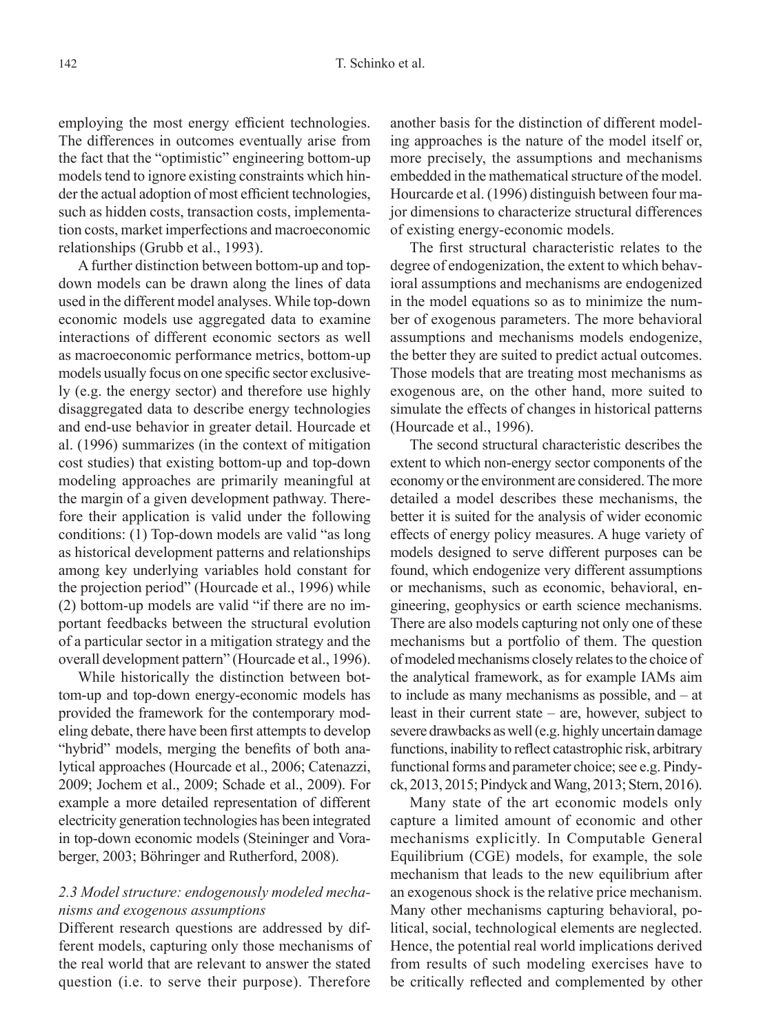employing the most energy efficient technologies. The differences in outcomes eventually arise from the fact that the "optimistic" engineering bottom-up models tend to ignore existing constraints which hinder the actual adoption of most efficient technologies, such as hidden costs, transaction costs, implementation costs, market imperfections and macroeconomic relationships (Grubb et al., 1993).

A further distinction between bottom-up and top-down models can be drawn along the lines of data used in the different model analyses. While top-down economic models use aggregated data to examine interactions of different economic sectors as well as macroeconomic performance metrics, bottom-up models usually focus on one specific sector exclusively (e.g. the energy sector) and therefore use highly disaggregated data to describe energy technologies and end-use behavior in greater detail. Hourcade et al. (1996) summarizes (in the context of mitigation cost studies) that existing bottom-up and top-down modeling approaches are primarily meaningful at the margin of a given development pathway. Therefore their application is valid under the following conditions: (1) Top-down models are valid "as long as historical development patterns and relationships among key underlying variables hold constant for the projection period" (Hourcade et al., 1996) while (2) bottom-up models are valid "if there are no important feedbacks between the structural evolution of a particular sector in a mitigation strategy and the overall development pattern" (Hourcade et al., 1996).

While historically the distinction between bottom-up and top-down energy-economic models has provided the framework for the contemporary modeling debate, there have been first attempts to develop "hybrid" models, merging the benefits of both analytical approaches (Hourcade et al., 2006; Catenazzi, 2009; Jochem et al., 2009; Schade et al., 2009). For example a more detailed representation of different electricity generation technologies has been integrated in top-down economic models (Steininger and Voraberger, 2003; Böhringer and Rutherford, 2008).

### *2.3 Model structure: endogenously modeled mechanisms and exogenous assumptions*

Different research questions are addressed by different models, capturing only those mechanisms of the real world that are relevant to answer the stated question (i.e. to serve their purpose). Therefore another basis for the distinction of different modeling approaches is the nature of the model itself or, more precisely, the assumptions and mechanisms embedded in the mathematical structure of the model. Hourcarde et al. (1996) distinguish between four major dimensions to characterize structural differences of existing energy-economic models.

The first structural characteristic relates to the degree of endogenization, the extent to which behavioral assumptions and mechanisms are endogenized in the model equations so as to minimize the number of exogenous parameters. The more behavioral assumptions and mechanisms models endogenize, the better they are suited to predict actual outcomes. Those models that are treating most mechanisms as exogenous are, on the other hand, more suited to simulate the effects of changes in historical patterns (Hourcade et al., 1996).

The second structural characteristic describes the extent to which non-energy sector components of the economy or the environment are considered. The more detailed a model describes these mechanisms, the better it is suited for the analysis of wider economic effects of energy policy measures. A huge variety of models designed to serve different purposes can be found, which endogenize very different assumptions or mechanisms, such as economic, behavioral, engineering, geophysics or earth science mechanisms. There are also models capturing not only one of these mechanisms but a portfolio of them. The question of modeled mechanisms closely relates to the choice of the analytical framework, as for example IAMs aim to include as many mechanisms as possible, and – at least in their current state – are, however, subject to severe drawbacks as well (e.g. highly uncertain damage functions, inability to reflect catastrophic risk, arbitrary functional forms and parameter choice; see e.g. Pindyck, 2013, 2015; Pindyck and Wang, 2013; Stern, 2016).

Many state of the art economic models only capture a limited amount of economic and other mechanisms explicitly. In Computable General Equilibrium (CGE) models, for example, the sole mechanism that leads to the new equilibrium after an exogenous shock is the relative price mechanism. Many other mechanisms capturing behavioral, political, social, technological elements are neglected. Hence, the potential real world implications derived from results of such modeling exercises have to be critically reflected and complemented by other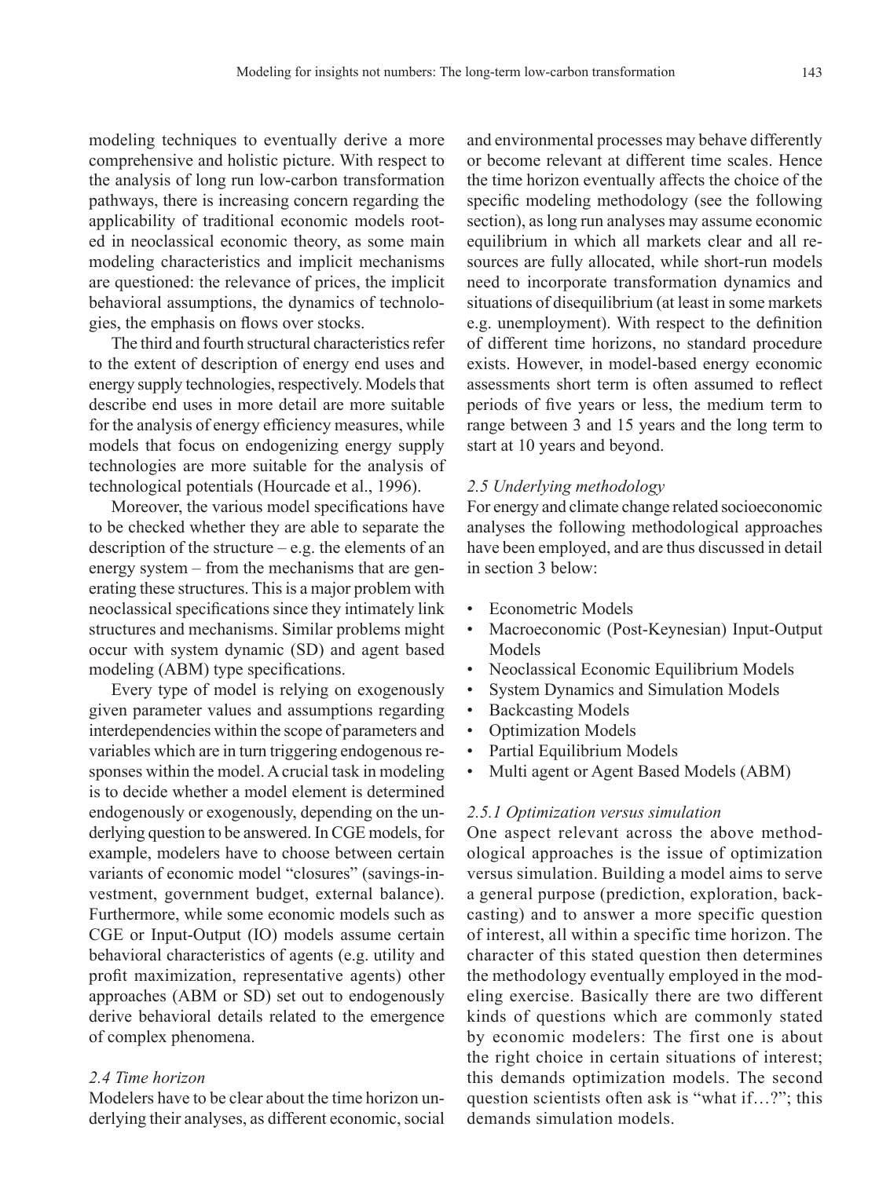modeling techniques to eventually derive a more comprehensive and holistic picture. With respect to the analysis of long run low-carbon transformation pathways, there is increasing concern regarding the applicability of traditional economic models rooted in neoclassical economic theory, as some main modeling characteristics and implicit mechanisms are questioned: the relevance of prices, the implicit behavioral assumptions, the dynamics of technologies, the emphasis on flows over stocks.

The third and fourth structural characteristics refer to the extent of description of energy end uses and energy supply technologies, respectively. Models that describe end uses in more detail are more suitable for the analysis of energy efficiency measures, while models that focus on endogenizing energy supply technologies are more suitable for the analysis of technological potentials (Hourcade et al., 1996).

Moreover, the various model specifications have to be checked whether they are able to separate the description of the structure – e.g. the elements of an energy system – from the mechanisms that are generating these structures. This is a major problem with neoclassical specifications since they intimately link structures and mechanisms. Similar problems might occur with system dynamic (SD) and agent based modeling (ABM) type specifications.

Every type of model is relying on exogenously given parameter values and assumptions regarding interdependencies within the scope of parameters and variables which are in turn triggering endogenous responses within the model. A crucial task in modeling is to decide whether a model element is determined endogenously or exogenously, depending on the underlying question to be answered. In CGE models, for example, modelers have to choose between certain variants of economic model "closures" (savings-investment, government budget, external balance). Furthermore, while some economic models such as CGE or Input-Output (IO) models assume certain behavioral characteristics of agents (e.g. utility and profit maximization, representative agents) other approaches (ABM or SD) set out to endogenously derive behavioral details related to the emergence of complex phenomena.

### *2.4 Time horizon*

Modelers have to be clear about the time horizon underlying their analyses, as different economic, social and environmental processes may behave differently or become relevant at different time scales. Hence the time horizon eventually affects the choice of the specific modeling methodology (see the following section), as long run analyses may assume economic equilibrium in which all markets clear and all resources are fully allocated, while short-run models need to incorporate transformation dynamics and situations of disequilibrium (at least in some markets e.g. unemployment). With respect to the definition of different time horizons, no standard procedure exists. However, in model-based energy economic assessments short term is often assumed to reflect periods of five years or less, the medium term to range between 3 and 15 years and the long term to start at 10 years and beyond.

### *2.5 Underlying methodology*

For energy and climate change related socioeconomic analyses the following methodological approaches have been employed, and are thus discussed in detail in section 3 below:

- Econometric Models
- Macroeconomic (Post-Keynesian) Input-Output Models
- Neoclassical Economic Equilibrium Models
- System Dynamics and Simulation Models
- Backcasting Models
- Optimization Models
- Partial Equilibrium Models
- Multi agent or Agent Based Models (ABM)

#### *2.5.1 Optimization versus simulation*

One aspect relevant across the above methodological approaches is the issue of optimization versus simulation. Building a model aims to serve a general purpose (prediction, exploration, backcasting) and to answer a more specific question of interest, all within a specific time horizon. The character of this stated question then determines the methodology eventually employed in the modeling exercise. Basically there are two different kinds of questions which are commonly stated by economic modelers: The first one is about the right choice in certain situations of interest; this demands optimization models. The second question scientists often ask is "what if…?"; this demands simulation models.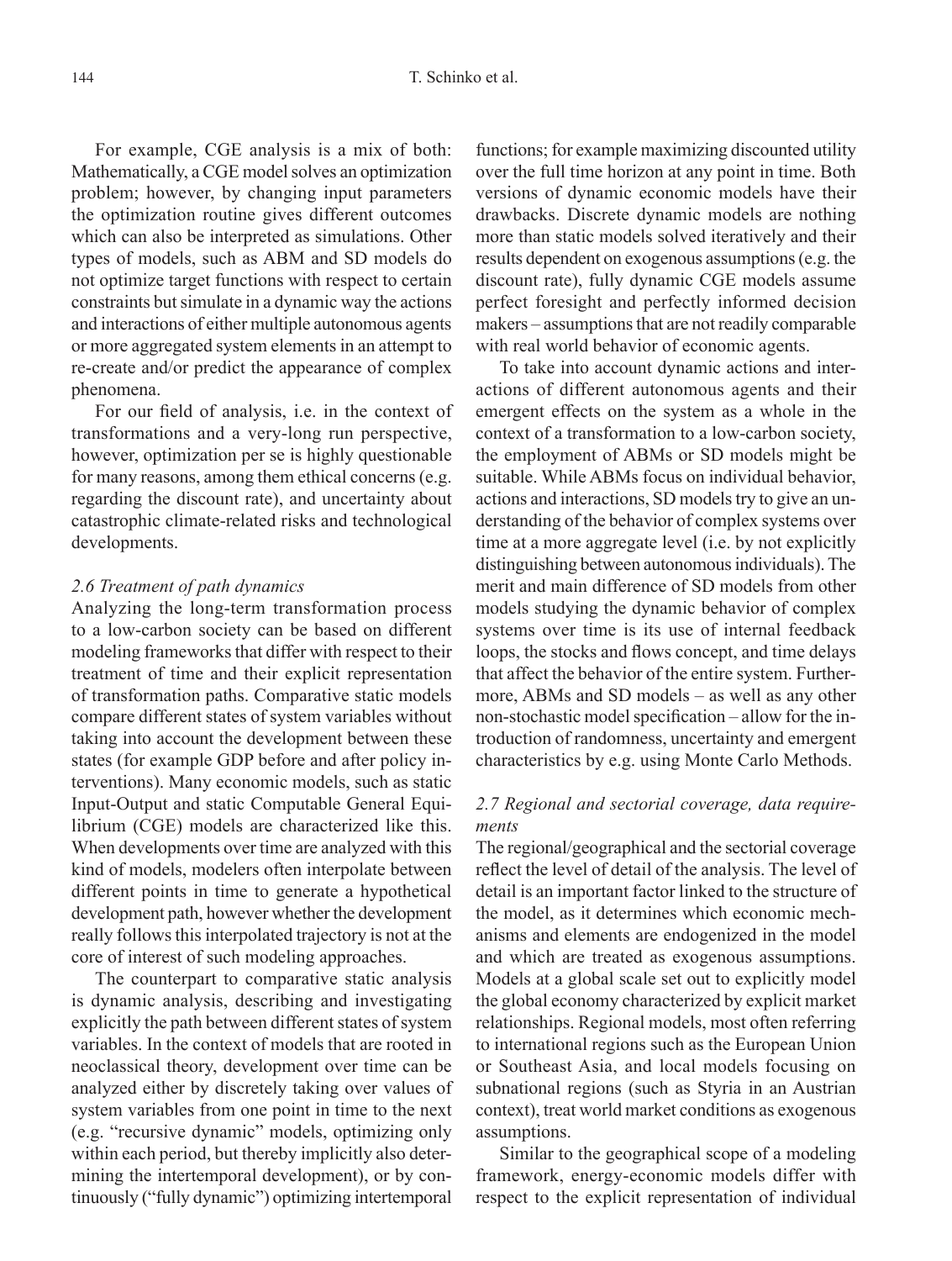For example, CGE analysis is a mix of both: Mathematically, a CGE model solves an optimization problem; however, by changing input parameters the optimization routine gives different outcomes which can also be interpreted as simulations. Other types of models, such as ABM and SD models do not optimize target functions with respect to certain constraints but simulate in a dynamic way the actions and interactions of either multiple autonomous agents or more aggregated system elements in an attempt to re-create and/or predict the appearance of complex phenomena.

For our field of analysis, i.e. in the context of transformations and a very-long run perspective, however, optimization per se is highly questionable for many reasons, among them ethical concerns (e.g. regarding the discount rate), and uncertainty about catastrophic climate-related risks and technological developments.

### *2.6 Treatment of path dynamics*

Analyzing the long-term transformation process to a low-carbon society can be based on different modeling frameworks that differ with respect to their treatment of time and their explicit representation of transformation paths. Comparative static models compare different states of system variables without taking into account the development between these states (for example GDP before and after policy interventions). Many economic models, such as static Input-Output and static Computable General Equilibrium (CGE) models are characterized like this. When developments over time are analyzed with this kind of models, modelers often interpolate between different points in time to generate a hypothetical development path, however whether the development really follows this interpolated trajectory is not at the core of interest of such modeling approaches.

The counterpart to comparative static analysis is dynamic analysis, describing and investigating explicitly the path between different states of system variables. In the context of models that are rooted in neoclassical theory, development over time can be analyzed either by discretely taking over values of system variables from one point in time to the next (e.g. "recursive dynamic" models, optimizing only within each period, but thereby implicitly also determining the intertemporal development), or by continuously ("fully dynamic") optimizing intertemporal functions; for example maximizing discounted utility over the full time horizon at any point in time. Both versions of dynamic economic models have their drawbacks. Discrete dynamic models are nothing more than static models solved iteratively and their results dependent on exogenous assumptions (e.g. the discount rate), fully dynamic CGE models assume perfect foresight and perfectly informed decision makers – assumptions that are not readily comparable with real world behavior of economic agents.

To take into account dynamic actions and interactions of different autonomous agents and their emergent effects on the system as a whole in the context of a transformation to a low-carbon society, the employment of ABMs or SD models might be suitable. While ABMs focus on individual behavior, actions and interactions, SD models try to give an understanding of the behavior of complex systems over time at a more aggregate level (i.e. by not explicitly distinguishing between autonomous individuals). The merit and main difference of SD models from other models studying the dynamic behavior of complex systems over time is its use of internal feedback loops, the stocks and flows concept, and time delays that affect the behavior of the entire system. Furthermore, ABMs and SD models – as well as any other non-stochastic model specification – allow for the introduction of randomness, uncertainty and emergent characteristics by e.g. using Monte Carlo Methods.

### *2.7 Regional and sectorial coverage, data requirements*

The regional/geographical and the sectorial coverage reflect the level of detail of the analysis. The level of detail is an important factor linked to the structure of the model, as it determines which economic mechanisms and elements are endogenized in the model and which are treated as exogenous assumptions. Models at a global scale set out to explicitly model the global economy characterized by explicit market relationships. Regional models, most often referring to international regions such as the European Union or Southeast Asia, and local models focusing on subnational regions (such as Styria in an Austrian context), treat world market conditions as exogenous assumptions.

Similar to the geographical scope of a modeling framework, energy-economic models differ with respect to the explicit representation of individual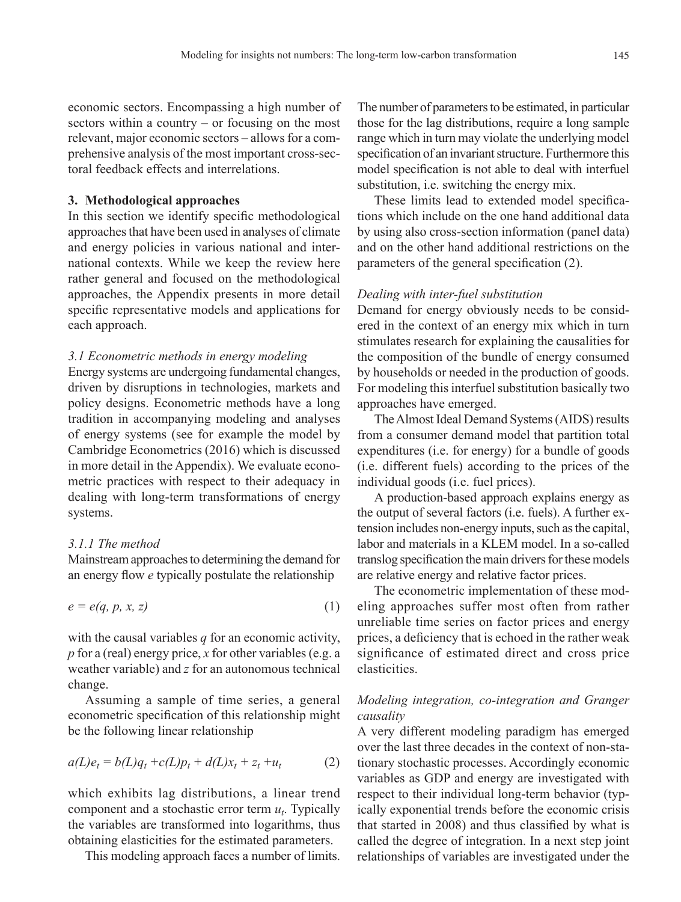economic sectors. Encompassing a high number of sectors within a country – or focusing on the most relevant, major economic sectors – allows for a comprehensive analysis of the most important cross-sectoral feedback effects and interrelations.

## 3. Methodological approaches

In this section we identify specific methodological approaches that have been used in analyses of climate and energy policies in various national and international contexts. While we keep the review here rather general and focused on the methodological approaches, the Appendix presents in more detail specific representative models and applications for each approach.

### *3.1 Econometric methods in energy modeling*

Energy systems are undergoing fundamental changes, driven by disruptions in technologies, markets and policy designs. Econometric methods have a long tradition in accompanying modeling and analyses of energy systems (see for example the model by Cambridge Econometrics (2016) which is discussed in more detail in the Appendix). We evaluate econometric practices with respect to their adequacy in dealing with long-term transformations of energy systems.

#### *3.1.1 The method*

Mainstream approaches to determining the demand for an energy flow *e* typically postulate the relationship

$$e = e(q, p, x, z) \tag{1}$$

with the causal variables *q* for an economic activity, *p* for a (real) energy price, *x* for other variables (e.g. a weather variable) and *z* for an autonomous technical change.

Assuming a sample of time series, a general econometric specification of this relationship might be the following linear relationship

$$a(L)e_t = b(L)q_t + c(L)p_t + d(L)x_t + z_t + u_t \tag{2}$$

which exhibits lag distributions, a linear trend component and a stochastic error term $u_t$. Typically the variables are transformed into logarithms, thus obtaining elasticities for the estimated parameters.

This modeling approach faces a number of limits. The number of parameters to be estimated, in particular those for the lag distributions, require a long sample range which in turn may violate the underlying model specification of an invariant structure. Furthermore this model specification is not able to deal with interfuel substitution, i.e. switching the energy mix.

These limits lead to extended model specifications which include on the one hand additional data by using also cross-section information (panel data) and on the other hand additional restrictions on the parameters of the general specification (2).

*Dealing with inter-fuel substitution*

Demand for energy obviously needs to be considered in the context of an energy mix which in turn stimulates research for explaining the causalities for the composition of the bundle of energy consumed by households or needed in the production of goods. For modeling this interfuel substitution basically two approaches have emerged.

The Almost Ideal Demand Systems (AIDS) results from a consumer demand model that partition total expenditures (i.e. for energy) for a bundle of goods (i.e. different fuels) according to the prices of the individual goods (i.e. fuel prices).

A production-based approach explains energy as the output of several factors (i.e. fuels). A further extension includes non-energy inputs, such as the capital, labor and materials in a KLEM model. In a so-called translog specification the main drivers for these models are relative energy and relative factor prices.

The econometric implementation of these modeling approaches suffer most often from rather unreliable time series on factor prices and energy prices, a deficiency that is echoed in the rather weak significance of estimated direct and cross price elasticities.

*Modeling integration, co-integration and Granger causality*

A very different modeling paradigm has emerged over the last three decades in the context of non-stationary stochastic processes. Accordingly economic variables as GDP and energy are investigated with respect to their individual long-term behavior (typically exponential trends before the economic crisis that started in 2008) and thus classified by what is called the degree of integration. In a next step joint relationships of variables are investigated under the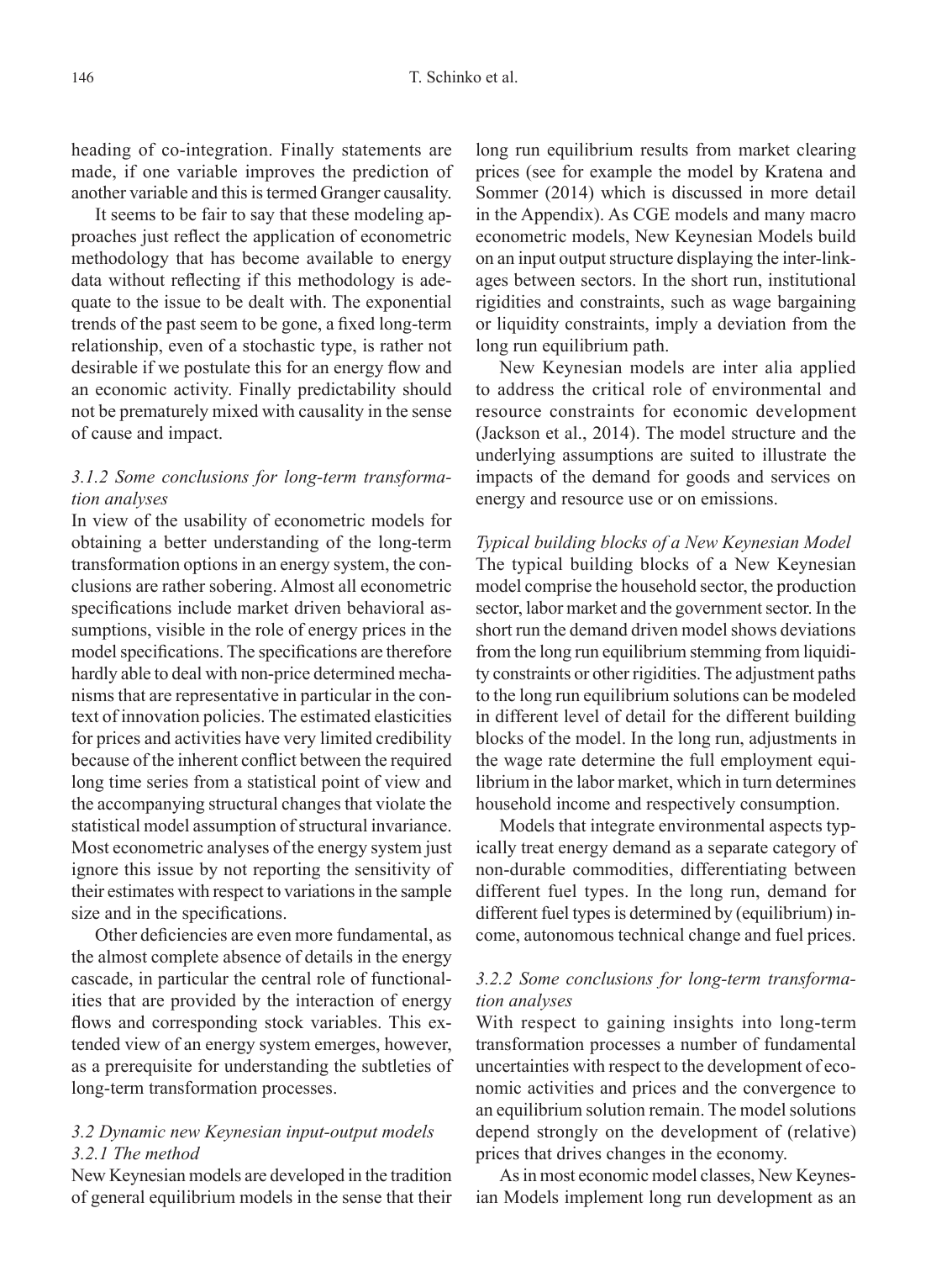heading of co-integration. Finally statements are made, if one variable improves the prediction of another variable and this is termed Granger causality.

It seems to be fair to say that these modeling approaches just reflect the application of econometric methodology that has become available to energy data without reflecting if this methodology is adequate to the issue to be dealt with. The exponential trends of the past seem to be gone, a fixed long-term relationship, even of a stochastic type, is rather not desirable if we postulate this for an energy flow and an economic activity. Finally predictability should not be prematurely mixed with causality in the sense of cause and impact.

### *3.1.2 Some conclusions for long-term transformation analyses*

In view of the usability of econometric models for obtaining a better understanding of the long-term transformation options in an energy system, the conclusions are rather sobering. Almost all econometric specifications include market driven behavioral assumptions, visible in the role of energy prices in the model specifications. The specifications are therefore hardly able to deal with non-price determined mechanisms that are representative in particular in the context of innovation policies. The estimated elasticities for prices and activities have very limited credibility because of the inherent conflict between the required long time series from a statistical point of view and the accompanying structural changes that violate the statistical model assumption of structural invariance. Most econometric analyses of the energy system just ignore this issue by not reporting the sensitivity of their estimates with respect to variations in the sample size and in the specifications.

Other deficiencies are even more fundamental, as the almost complete absence of details in the energy cascade, in particular the central role of functionalities that are provided by the interaction of energy flows and corresponding stock variables. This extended view of an energy system emerges, however, as a prerequisite for understanding the subtleties of long-term transformation processes.

### *3.2 Dynamic new Keynesian input-output models*

### *3.2.1 The method*

New Keynesian models are developed in the tradition of general equilibrium models in the sense that their long run equilibrium results from market clearing prices (see for example the model by Kratena and Sommer (2014) which is discussed in more detail in the Appendix). As CGE models and many macro econometric models, New Keynesian Models build on an input output structure displaying the inter-linkages between sectors. In the short run, institutional rigidities and constraints, such as wage bargaining or liquidity constraints, imply a deviation from the long run equilibrium path.

New Keynesian models are inter alia applied to address the critical role of environmental and resource constraints for economic development (Jackson et al., 2014). The model structure and the underlying assumptions are suited to illustrate the impacts of the demand for goods and services on energy and resource use or on emissions.

*Typical building blocks of a New Keynesian Model*

The typical building blocks of a New Keynesian model comprise the household sector, the production sector, labor market and the government sector. In the short run the demand driven model shows deviations from the long run equilibrium stemming from liquidity constraints or other rigidities. The adjustment paths to the long run equilibrium solutions can be modeled in different level of detail for the different building blocks of the model. In the long run, adjustments in the wage rate determine the full employment equilibrium in the labor market, which in turn determines household income and respectively consumption.

Models that integrate environmental aspects typically treat energy demand as a separate category of non-durable commodities, differentiating between different fuel types. In the long run, demand for different fuel types is determined by (equilibrium) income, autonomous technical change and fuel prices.

### *3.2.2 Some conclusions for long-term transformation analyses*

With respect to gaining insights into long-term transformation processes a number of fundamental uncertainties with respect to the development of economic activities and prices and the convergence to an equilibrium solution remain. The model solutions depend strongly on the development of (relative) prices that drives changes in the economy.

As in most economic model classes, New Keynesian Models implement long run development as an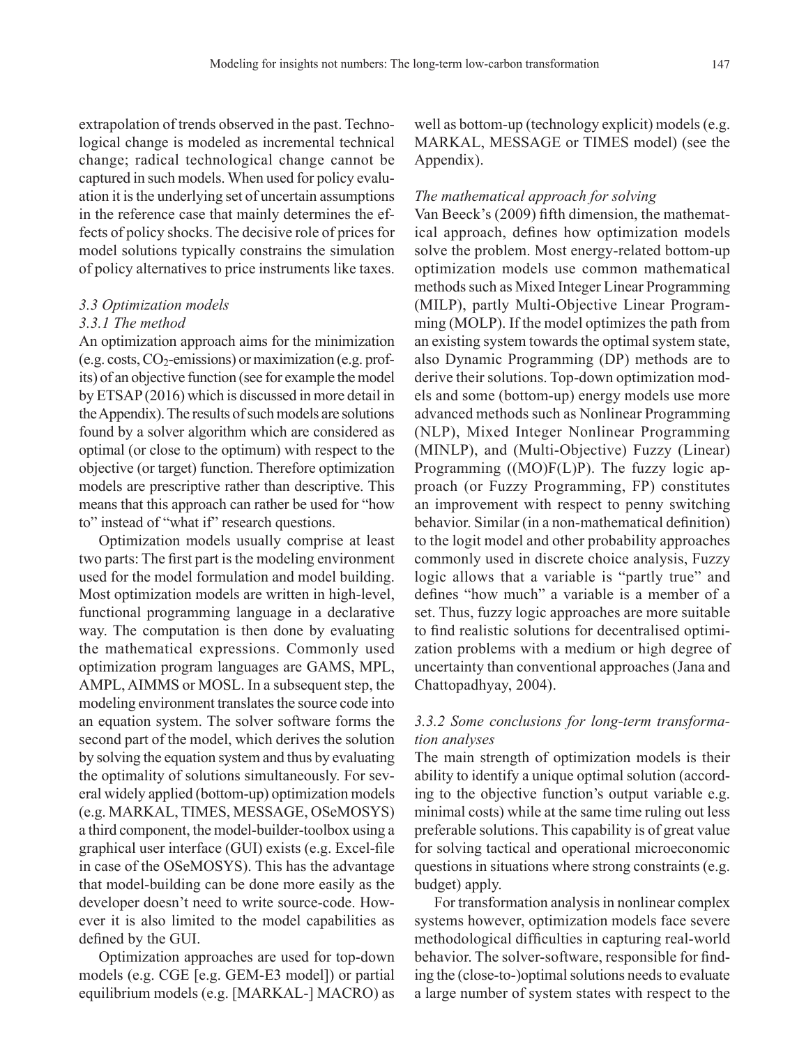extrapolation of trends observed in the past. Technological change is modeled as incremental technical change; radical technological change cannot be captured in such models. When used for policy evaluation it is the underlying set of uncertain assumptions in the reference case that mainly determines the effects of policy shocks. The decisive role of prices for model solutions typically constrains the simulation of policy alternatives to price instruments like taxes.

### *3.3 Optimization models*

#### *3.3.1 The method*

An optimization approach aims for the minimization (e.g. costs, $CO_2$-emissions) or maximization (e.g. profits) of an objective function (see for example the model by ETSAP (2016) which is discussed in more detail in the Appendix). The results of such models are solutions found by a solver algorithm which are considered as optimal (or close to the optimum) with respect to the objective (or target) function. Therefore optimization models are prescriptive rather than descriptive. This means that this approach can rather be used for "how to" instead of "what if" research questions.

Optimization models usually comprise at least two parts: The first part is the modeling environment used for the model formulation and model building. Most optimization models are written in high-level, functional programming language in a declarative way. The computation is then done by evaluating the mathematical expressions. Commonly used optimization program languages are GAMS, MPL, AMPL, AIMMS or MOSL. In a subsequent step, the modeling environment translates the source code into an equation system. The solver software forms the second part of the model, which derives the solution by solving the equation system and thus by evaluating the optimality of solutions simultaneously. For several widely applied (bottom-up) optimization models (e.g. MARKAL, TIMES, MESSAGE, OSeMOSYS) a third component, the model-builder-toolbox using a graphical user interface (GUI) exists (e.g. Excel-file in case of the OSeMOSYS). This has the advantage that model-building can be done more easily as the developer doesn't need to write source-code. However it is also limited to the model capabilities as defined by the GUI.

Optimization approaches are used for top-down models (e.g. CGE [e.g. GEM-E3 model]) or partial equilibrium models (e.g. [MARKAL-] MACRO) as well as bottom-up (technology explicit) models (e.g. MARKAL, MESSAGE or TIMES model) (see the Appendix).

*The mathematical approach for solving*

Van Beeck's (2009) fifth dimension, the mathematical approach, defines how optimization models solve the problem. Most energy-related bottom-up optimization models use common mathematical methods such as Mixed Integer Linear Programming (MILP), partly Multi-Objective Linear Programming (MOLP). If the model optimizes the path from an existing system towards the optimal system state, also Dynamic Programming (DP) methods are to derive their solutions. Top-down optimization models and some (bottom-up) energy models use more advanced methods such as Nonlinear Programming (NLP), Mixed Integer Nonlinear Programming (MINLP), and (Multi-Objective) Fuzzy (Linear) Programming ((MO)F(L)P). The fuzzy logic approach (or Fuzzy Programming, FP) constitutes an improvement with respect to penny switching behavior. Similar (in a non-mathematical definition) to the logit model and other probability approaches commonly used in discrete choice analysis, Fuzzy logic allows that a variable is "partly true" and defines "how much" a variable is a member of a set. Thus, fuzzy logic approaches are more suitable to find realistic solutions for decentralised optimization problems with a medium or high degree of uncertainty than conventional approaches (Jana and Chattopadhyay, 2004).

#### *3.3.2 Some conclusions for long-term transformation analyses*

The main strength of optimization models is their ability to identify a unique optimal solution (according to the objective function's output variable e.g. minimal costs) while at the same time ruling out less preferable solutions. This capability is of great value for solving tactical and operational microeconomic questions in situations where strong constraints (e.g. budget) apply.

For transformation analysis in nonlinear complex systems however, optimization models face severe methodological difficulties in capturing real-world behavior. The solver-software, responsible for finding the (close-to-)optimal solutions needs to evaluate a large number of system states with respect to the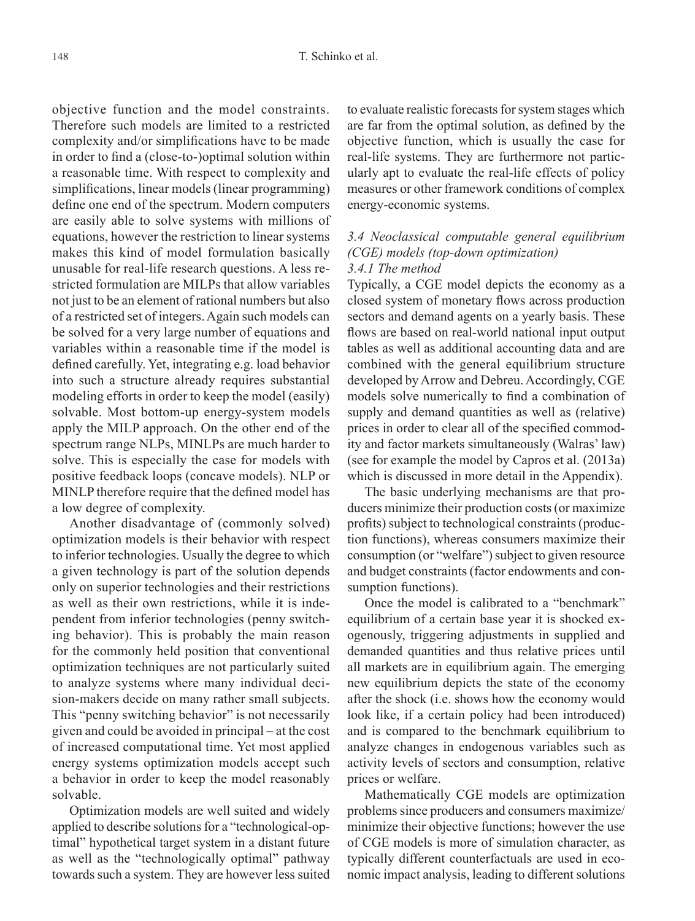objective function and the model constraints. Therefore such models are limited to a restricted complexity and/or simplifications have to be made in order to find a (close-to-)optimal solution within a reasonable time. With respect to complexity and simplifications, linear models (linear programming) define one end of the spectrum. Modern computers are easily able to solve systems with millions of equations, however the restriction to linear systems makes this kind of model formulation basically unusable for real-life research questions. A less restricted formulation are MILPs that allow variables not just to be an element of rational numbers but also of a restricted set of integers. Again such models can be solved for a very large number of equations and variables within a reasonable time if the model is defined carefully. Yet, integrating e.g. load behavior into such a structure already requires substantial modeling efforts in order to keep the model (easily) solvable. Most bottom-up energy-system models apply the MILP approach. On the other end of the spectrum range NLPs, MINLPs are much harder to solve. This is especially the case for models with positive feedback loops (concave models). NLP or MINLP therefore require that the defined model has a low degree of complexity.

Another disadvantage of (commonly solved) optimization models is their behavior with respect to inferior technologies. Usually the degree to which a given technology is part of the solution depends only on superior technologies and their restrictions as well as their own restrictions, while it is independent from inferior technologies (penny switching behavior). This is probably the main reason for the commonly held position that conventional optimization techniques are not particularly suited to analyze systems where many individual decision-makers decide on many rather small subjects. This "penny switching behavior" is not necessarily given and could be avoided in principal – at the cost of increased computational time. Yet most applied energy systems optimization models accept such a behavior in order to keep the model reasonably solvable.

Optimization models are well suited and widely applied to describe solutions for a "technological-optimal" hypothetical target system in a distant future as well as the "technologically optimal" pathway towards such a system. They are however less suited to evaluate realistic forecasts for system stages which are far from the optimal solution, as defined by the objective function, which is usually the case for real-life systems. They are furthermore not particularly apt to evaluate the real-life effects of policy measures or other framework conditions of complex energy-economic systems.

### *3.4 Neoclassical computable general equilibrium (CGE) models (top-down optimization)*

#### *3.4.1 The method*

Typically, a CGE model depicts the economy as a closed system of monetary flows across production sectors and demand agents on a yearly basis. These flows are based on real-world national input output tables as well as additional accounting data and are combined with the general equilibrium structure developed by Arrow and Debreu. Accordingly, CGE models solve numerically to find a combination of supply and demand quantities as well as (relative) prices in order to clear all of the specified commodity and factor markets simultaneously (Walras' law) (see for example the model by Capros et al. (2013a) which is discussed in more detail in the Appendix).

The basic underlying mechanisms are that producers minimize their production costs (or maximize profits) subject to technological constraints (production functions), whereas consumers maximize their consumption (or "welfare") subject to given resource and budget constraints (factor endowments and consumption functions).

Once the model is calibrated to a "benchmark" equilibrium of a certain base year it is shocked exogenously, triggering adjustments in supplied and demanded quantities and thus relative prices until all markets are in equilibrium again. The emerging new equilibrium depicts the state of the economy after the shock (i.e. shows how the economy would look like, if a certain policy had been introduced) and is compared to the benchmark equilibrium to analyze changes in endogenous variables such as activity levels of sectors and consumption, relative prices or welfare.

Mathematically CGE models are optimization problems since producers and consumers maximize/minimize their objective functions; however the use of CGE models is more of simulation character, as typically different counterfactuals are used in economic impact analysis, leading to different solutions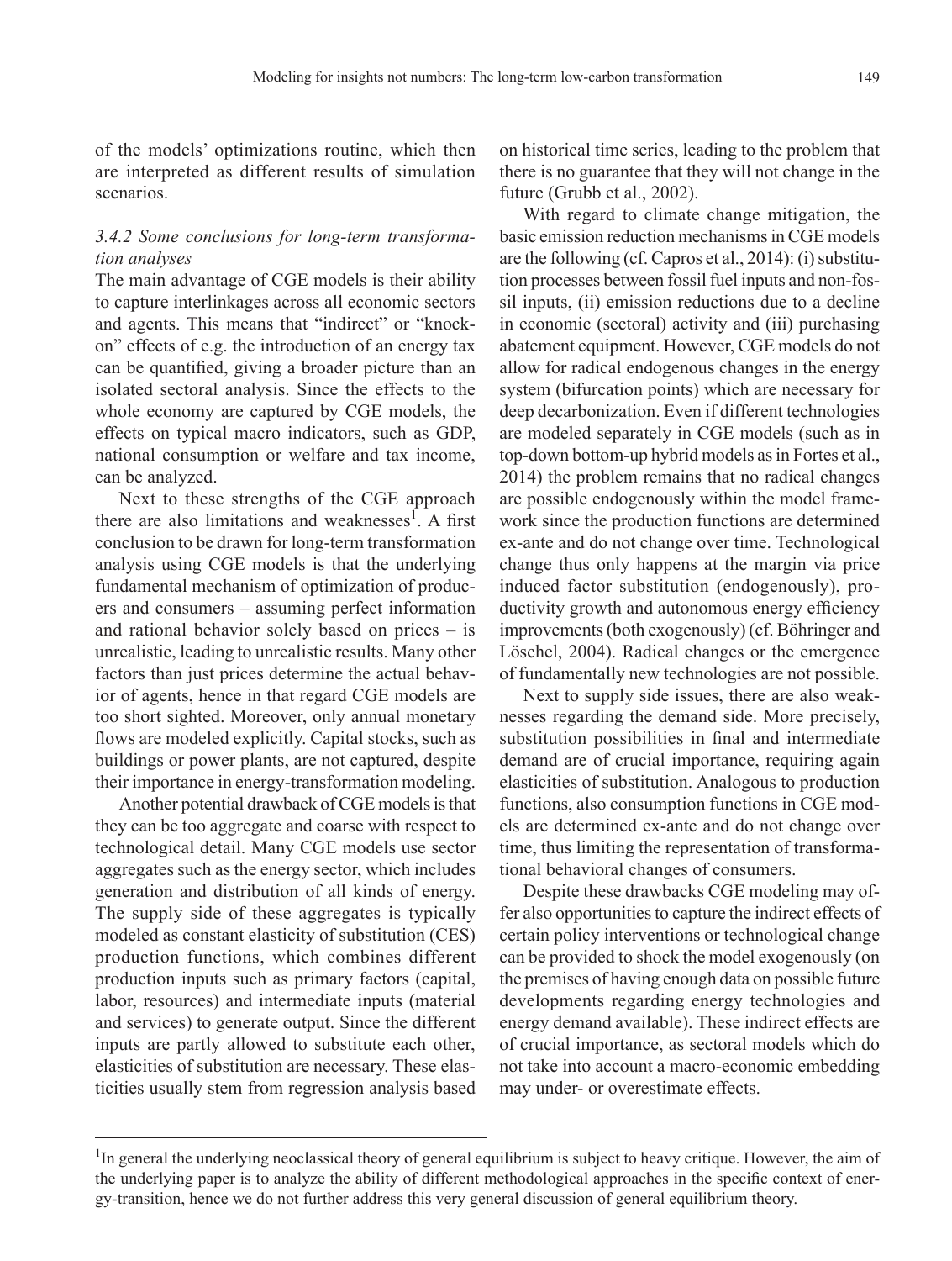of the models' optimizations routine, which then are interpreted as different results of simulation scenarios.

### *3.4.2 Some conclusions for long-term transformation analyses*

The main advantage of CGE models is their ability to capture interlinkages across all economic sectors and agents. This means that "indirect" or "knock-on" effects of e.g. the introduction of an energy tax can be quantified, giving a broader picture than an isolated sectoral analysis. Since the effects to the whole economy are captured by CGE models, the effects on typical macro indicators, such as GDP, national consumption or welfare and tax income, can be analyzed.

Next to these strengths of the CGE approach there are also limitations and weaknesses[1]. A first conclusion to be drawn for long-term transformation analysis using CGE models is that the underlying fundamental mechanism of optimization of producers and consumers – assuming perfect information and rational behavior solely based on prices – is unrealistic, leading to unrealistic results. Many other factors than just prices determine the actual behavior of agents, hence in that regard CGE models are too short sighted. Moreover, only annual monetary flows are modeled explicitly. Capital stocks, such as buildings or power plants, are not captured, despite their importance in energy-transformation modeling.

Another potential drawback of CGE models is that they can be too aggregate and coarse with respect to technological detail. Many CGE models use sector aggregates such as the energy sector, which includes generation and distribution of all kinds of energy. The supply side of these aggregates is typically modeled as constant elasticity of substitution (CES) production functions, which combines different production inputs such as primary factors (capital, labor, resources) and intermediate inputs (material and services) to generate output. Since the different inputs are partly allowed to substitute each other, elasticities of substitution are necessary. These elasticities usually stem from regression analysis based on historical time series, leading to the problem that there is no guarantee that they will not change in the future (Grubb et al., 2002).

With regard to climate change mitigation, the basic emission reduction mechanisms in CGE models are the following (cf. Capros et al., 2014): (i) substitution processes between fossil fuel inputs and non-fossil inputs, (ii) emission reductions due to a decline in economic (sectoral) activity and (iii) purchasing abatement equipment. However, CGE models do not allow for radical endogenous changes in the energy system (bifurcation points) which are necessary for deep decarbonization. Even if different technologies are modeled separately in CGE models (such as in top-down bottom-up hybrid models as in Fortes et al., 2014) the problem remains that no radical changes are possible endogenously within the model framework since the production functions are determined ex-ante and do not change over time. Technological change thus only happens at the margin via price induced factor substitution (endogenously), productivity growth and autonomous energy efficiency improvements (both exogenously) (cf. Böhringer and Löschel, 2004). Radical changes or the emergence of fundamentally new technologies are not possible.

Next to supply side issues, there are also weaknesses regarding the demand side. More precisely, substitution possibilities in final and intermediate demand are of crucial importance, requiring again elasticities of substitution. Analogous to production functions, also consumption functions in CGE models are determined ex-ante and do not change over time, thus limiting the representation of transformational behavioral changes of consumers.

Despite these drawbacks CGE modeling may offer also opportunities to capture the indirect effects of certain policy interventions or technological change can be provided to shock the model exogenously (on the premises of having enough data on possible future developments regarding energy technologies and energy demand available). These indirect effects are of crucial importance, as sectoral models which do not take into account a macro-economic embedding may under- or overestimate effects.

[1] In general the underlying neoclassical theory of general equilibrium is subject to heavy critique. However, the aim of the underlying paper is to analyze the ability of different methodological approaches in the specific context of energy-transition, hence we do not further address this very general discussion of general equilibrium theory.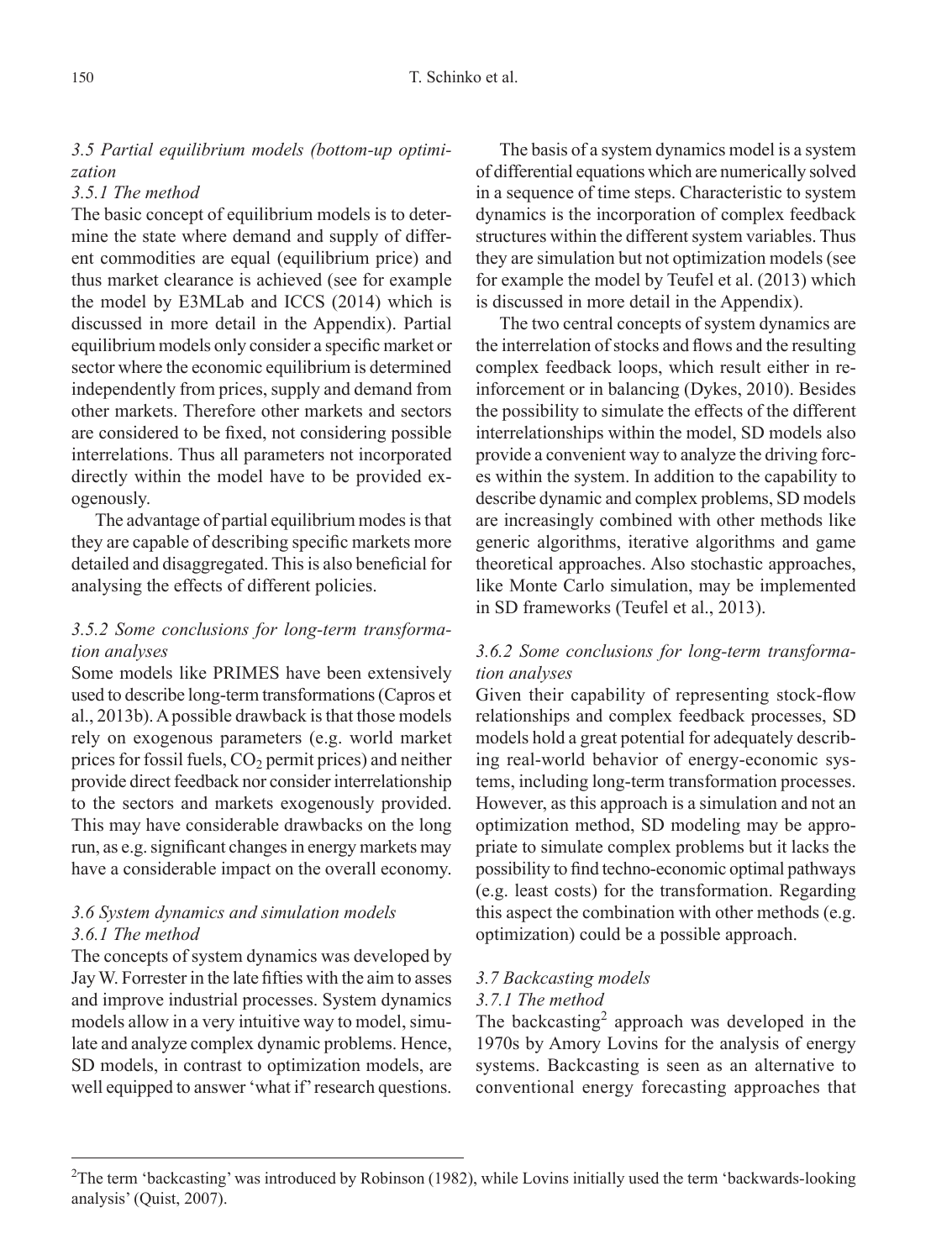### *3.5 Partial equilibrium models (bottom-up optimization*

#### *3.5.1 The method*

The basic concept of equilibrium models is to determine the state where demand and supply of different commodities are equal (equilibrium price) and thus market clearance is achieved (see for example the model by E3MLab and ICCS (2014) which is discussed in more detail in the Appendix). Partial equilibrium models only consider a specific market or sector where the economic equilibrium is determined independently from prices, supply and demand from other markets. Therefore other markets and sectors are considered to be fixed, not considering possible interrelations. Thus all parameters not incorporated directly within the model have to be provided exogenously.

The advantage of partial equilibrium modes is that they are capable of describing specific markets more detailed and disaggregated. This is also beneficial for analysing the effects of different policies.

#### *3.5.2 Some conclusions for long-term transformation analyses*

Some models like PRIMES have been extensively used to describe long-term transformations (Capros et al., 2013b). A possible drawback is that those models rely on exogenous parameters (e.g. world market prices for fossil fuels, $CO_2$ permit prices) and neither provide direct feedback nor consider interrelationship to the sectors and markets exogenously provided. This may have considerable drawbacks on the long run, as e.g. significant changes in energy markets may have a considerable impact on the overall economy.

### *3.6 System dynamics and simulation models*

#### *3.6.1 The method*

The concepts of system dynamics was developed by Jay W. Forrester in the late fifties with the aim to asses and improve industrial processes. System dynamics models allow in a very intuitive way to model, simulate and analyze complex dynamic problems. Hence, SD models, in contrast to optimization models, are well equipped to answer 'what if' research questions.

The basis of a system dynamics model is a system of differential equations which are numerically solved in a sequence of time steps. Characteristic to system dynamics is the incorporation of complex feedback structures within the different system variables. Thus they are simulation but not optimization models (see for example the model by Teufel et al. (2013) which is discussed in more detail in the Appendix).

The two central concepts of system dynamics are the interrelation of stocks and flows and the resulting complex feedback loops, which result either in reinforcement or in balancing (Dykes, 2010). Besides the possibility to simulate the effects of the different interrelationships within the model, SD models also provide a convenient way to analyze the driving forces within the system. In addition to the capability to describe dynamic and complex problems, SD models are increasingly combined with other methods like generic algorithms, iterative algorithms and game theoretical approaches. Also stochastic approaches, like Monte Carlo simulation, may be implemented in SD frameworks (Teufel et al., 2013).

#### *3.6.2 Some conclusions for long-term transformation analyses*

Given their capability of representing stock-flow relationships and complex feedback processes, SD models hold a great potential for adequately describing real-world behavior of energy-economic systems, including long-term transformation processes. However, as this approach is a simulation and not an optimization method, SD modeling may be appropriate to simulate complex problems but it lacks the possibility to find techno-economic optimal pathways (e.g. least costs) for the transformation. Regarding this aspect the combination with other methods (e.g. optimization) could be a possible approach.

### *3.7 Backcasting models*

#### *3.7.1 The method*

The backcasting[2] approach was developed in the 1970s by Amory Lovins for the analysis of energy systems. Backcasting is seen as an alternative to conventional energy forecasting approaches that

---

[2]The term 'backcasting' was introduced by Robinson (1982), while Lovins initially used the term 'backwards-looking analysis' (Quist, 2007).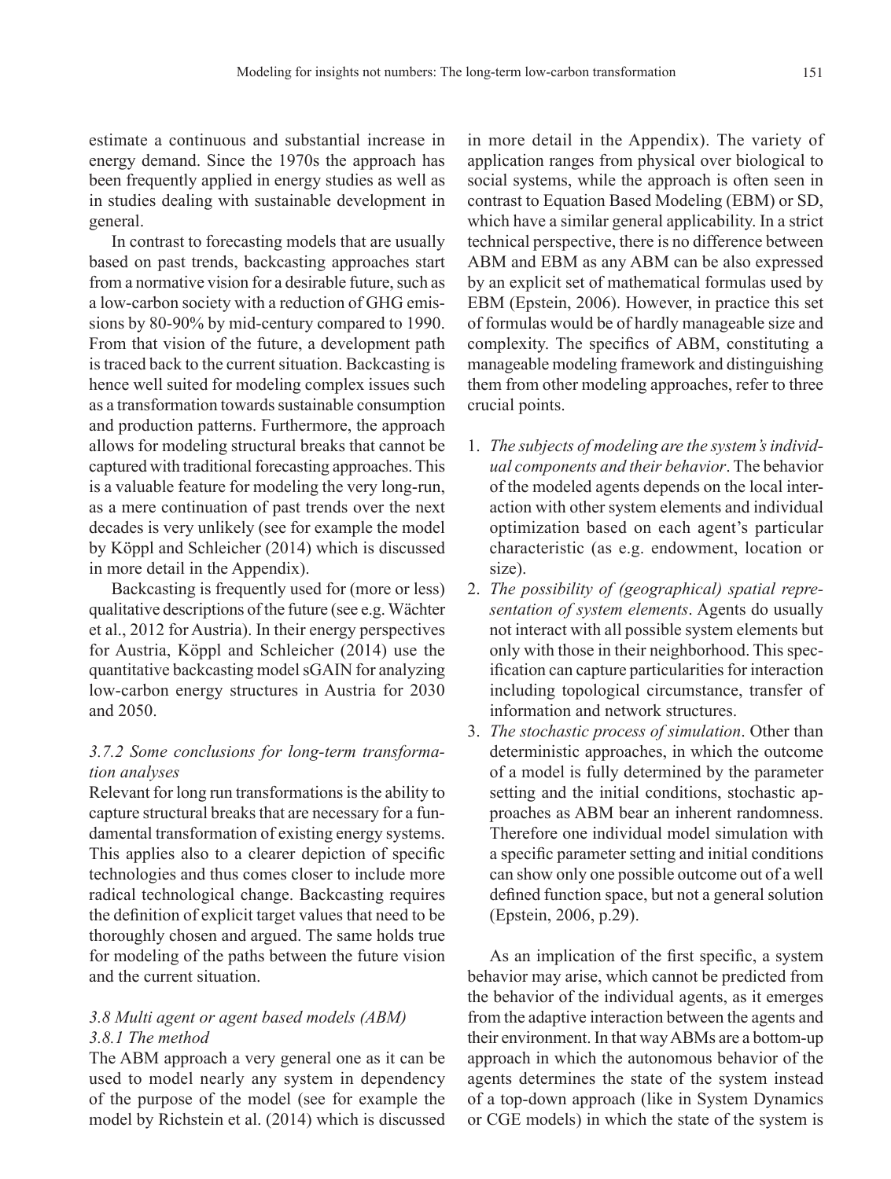estimate a continuous and substantial increase in energy demand. Since the 1970s the approach has been frequently applied in energy studies as well as in studies dealing with sustainable development in general.

In contrast to forecasting models that are usually based on past trends, backcasting approaches start from a normative vision for a desirable future, such as a low-carbon society with a reduction of GHG emissions by 80-90% by mid-century compared to 1990. From that vision of the future, a development path is traced back to the current situation. Backcasting is hence well suited for modeling complex issues such as a transformation towards sustainable consumption and production patterns. Furthermore, the approach allows for modeling structural breaks that cannot be captured with traditional forecasting approaches. This is a valuable feature for modeling the very long-run, as a mere continuation of past trends over the next decades is very unlikely (see for example the model by Köppl and Schleicher (2014) which is discussed in more detail in the Appendix).

Backcasting is frequently used for (more or less) qualitative descriptions of the future (see e.g. Wächter et al., 2012 for Austria). In their energy perspectives for Austria, Köppl and Schleicher (2014) use the quantitative backcasting model sGAIN for analyzing low-carbon energy structures in Austria for 2030 and 2050.

### *3.7.2 Some conclusions for long-term transformation analyses*

Relevant for long run transformations is the ability to capture structural breaks that are necessary for a fundamental transformation of existing energy systems. This applies also to a clearer depiction of specific technologies and thus comes closer to include more radical technological change. Backcasting requires the definition of explicit target values that need to be thoroughly chosen and argued. The same holds true for modeling of the paths between the future vision and the current situation.

## *3.8 Multi agent or agent based models (ABM)*

### *3.8.1 The method*

The ABM approach a very general one as it can be used to model nearly any system in dependency of the purpose of the model (see for example the model by Richstein et al. (2014) which is discussed in more detail in the Appendix). The variety of application ranges from physical over biological to social systems, while the approach is often seen in contrast to Equation Based Modeling (EBM) or SD, which have a similar general applicability. In a strict technical perspective, there is no difference between ABM and EBM as any ABM can be also expressed by an explicit set of mathematical formulas used by EBM (Epstein, 2006). However, in practice this set of formulas would be of hardly manageable size and complexity. The specifics of ABM, constituting a manageable modeling framework and distinguishing them from other modeling approaches, refer to three crucial points.

1. *The subjects of modeling are the system's individual components and their behavior*. The behavior of the modeled agents depends on the local interaction with other system elements and individual optimization based on each agent's particular characteristic (as e.g. endowment, location or size).
2. *The possibility of (geographical) spatial representation of system elements*. Agents do usually not interact with all possible system elements but only with those in their neighborhood. This specification can capture particularities for interaction including topological circumstance, transfer of information and network structures.
3. *The stochastic process of simulation*. Other than deterministic approaches, in which the outcome of a model is fully determined by the parameter setting and the initial conditions, stochastic approaches as ABM bear an inherent randomness. Therefore one individual model simulation with a specific parameter setting and initial conditions can show only one possible outcome out of a well defined function space, but not a general solution (Epstein, 2006, p.29).

As an implication of the first specific, a system behavior may arise, which cannot be predicted from the behavior of the individual agents, as it emerges from the adaptive interaction between the agents and their environment. In that way ABMs are a bottom-up approach in which the autonomous behavior of the agents determines the state of the system instead of a top-down approach (like in System Dynamics or CGE models) in which the state of the system is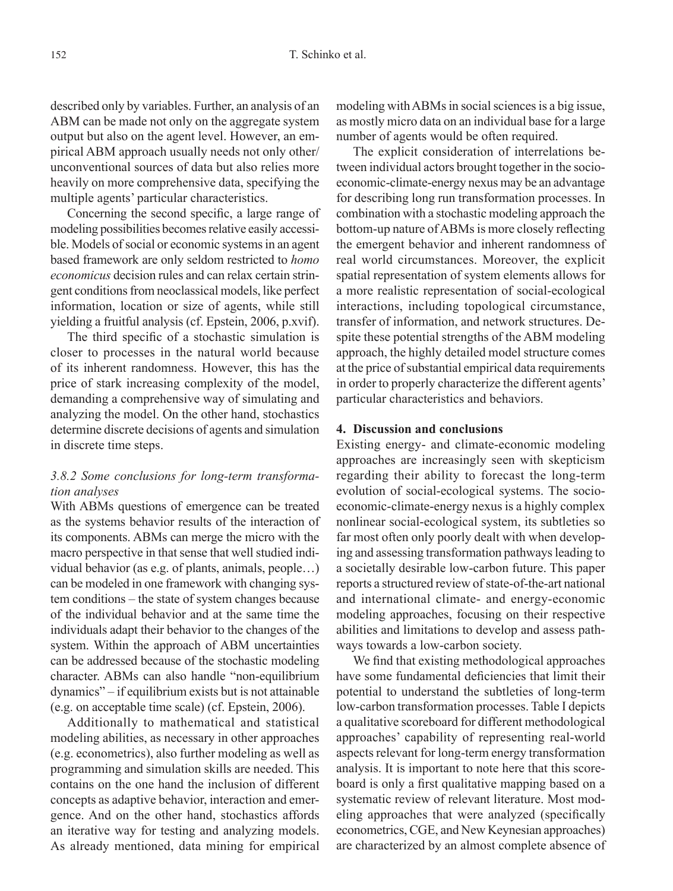described only by variables. Further, an analysis of an ABM can be made not only on the aggregate system output but also on the agent level. However, an empirical ABM approach usually needs not only other/unconventional sources of data but also relies more heavily on more comprehensive data, specifying the multiple agents' particular characteristics.

Concerning the second specific, a large range of modeling possibilities becomes relative easily accessible. Models of social or economic systems in an agent based framework are only seldom restricted to *homo economicus* decision rules and can relax certain stringent conditions from neoclassical models, like perfect information, location or size of agents, while still yielding a fruitful analysis (cf. Epstein, 2006, p.xvif).

The third specific of a stochastic simulation is closer to processes in the natural world because of its inherent randomness. However, this has the price of stark increasing complexity of the model, demanding a comprehensive way of simulating and analyzing the model. On the other hand, stochastics determine discrete decisions of agents and simulation in discrete time steps.

### *3.8.2 Some conclusions for long-term transformation analyses*

With ABMs questions of emergence can be treated as the systems behavior results of the interaction of its components. ABMs can merge the micro with the macro perspective in that sense that well studied individual behavior (as e.g. of plants, animals, people…) can be modeled in one framework with changing system conditions – the state of system changes because of the individual behavior and at the same time the individuals adapt their behavior to the changes of the system. Within the approach of ABM uncertainties can be addressed because of the stochastic modeling character. ABMs can also handle "non-equilibrium dynamics" – if equilibrium exists but is not attainable (e.g. on acceptable time scale) (cf. Epstein, 2006).

Additionally to mathematical and statistical modeling abilities, as necessary in other approaches (e.g. econometrics), also further modeling as well as programming and simulation skills are needed. This contains on the one hand the inclusion of different concepts as adaptive behavior, interaction and emergence. And on the other hand, stochastics affords an iterative way for testing and analyzing models. As already mentioned, data mining for empirical modeling with ABMs in social sciences is a big issue, as mostly micro data on an individual base for a large number of agents would be often required.

The explicit consideration of interrelations between individual actors brought together in the socio-economic-climate-energy nexus may be an advantage for describing long run transformation processes. In combination with a stochastic modeling approach the bottom-up nature of ABMs is more closely reflecting the emergent behavior and inherent randomness of real world circumstances. Moreover, the explicit spatial representation of system elements allows for a more realistic representation of social-ecological interactions, including topological circumstance, transfer of information, and network structures. Despite these potential strengths of the ABM modeling approach, the highly detailed model structure comes at the price of substantial empirical data requirements in order to properly characterize the different agents' particular characteristics and behaviors.

## 4. Discussion and conclusions

Existing energy- and climate-economic modeling approaches are increasingly seen with skepticism regarding their ability to forecast the long-term evolution of social-ecological systems. The socio-economic-climate-energy nexus is a highly complex nonlinear social-ecological system, its subtleties so far most often only poorly dealt with when developing and assessing transformation pathways leading to a societally desirable low-carbon future. This paper reports a structured review of state-of-the-art national and international climate- and energy-economic modeling approaches, focusing on their respective abilities and limitations to develop and assess pathways towards a low-carbon society.

We find that existing methodological approaches have some fundamental deficiencies that limit their potential to understand the subtleties of long-term low-carbon transformation processes. Table I depicts a qualitative scoreboard for different methodological approaches' capability of representing real-world aspects relevant for long-term energy transformation analysis. It is important to note here that this scoreboard is only a first qualitative mapping based on a systematic review of relevant literature. Most modeling approaches that were analyzed (specifically econometrics, CGE, and New Keynesian approaches) are characterized by an almost complete absence of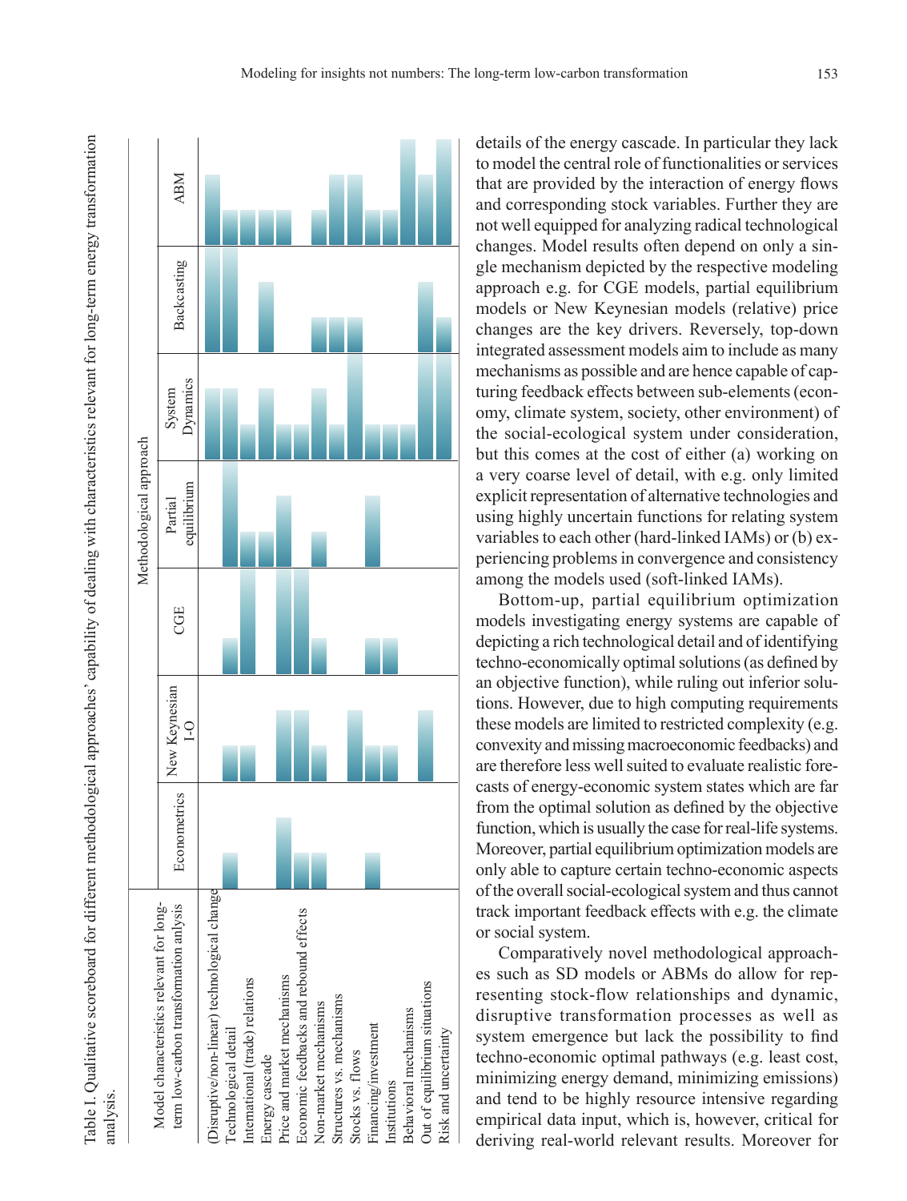Table I. Qualitative scoreboard for different methodological approaches' capability of dealing with characteristics relevant for long-term energy transformation analysis.

| Model characteristics relevant for long-term low-carbon transformation anlysis | Methodological approach | | | | | | |
|---|---|---|---|---|---|---|---|
| | Econometrics | New Keynesian I-O | CGE | Partial equilibrium | System Dynamics | Backcasting | ABM |
| (Disruptive/non-linear) technological change | | | | | Medium | High | Medium |
| Technological detail | Low | Low | Low | High | Medium | High | Low |
| International (trade) relations | | Low | High | Low | Low | | Low |
| Energy cascade | | | | Low | Medium | Medium | Low |
| Price and market mechanisms | Medium | Medium | High | Medium | Low | | Low |
| Economic feedbacks and rebound effects | Low | Medium | High | | Low | | |
| Non-market mechanisms | Low | Low | Low | Low | Medium | Low | Low |
| Structures vs. mechanisms | | | | | Low | Low | Medium |
| Stocks vs. flows | | Medium | | | High | Low | Medium |
| Financing/investment | Low | Low | Low | Medium | Low | | Low |
| Institutions | | Low | Low | | Low | | Low |
| Behavioral mechanisms | | | | | Low | | High |
| Out of equilibrium situations | | Medium | | | High | Medium | Medium |
| Risk and uncertainty | | | | | High | Low | High |

details of the energy cascade. In particular they lack to model the central role of functionalities or services that are provided by the interaction of energy flows and corresponding stock variables. Further they are not well equipped for analyzing radical technological changes. Model results often depend on only a single mechanism depicted by the respective modeling approach e.g. for CGE models, partial equilibrium models or New Keynesian models (relative) price changes are the key drivers. Reversely, top-down integrated assessment models aim to include as many mechanisms as possible and are hence capable of capturing feedback effects between sub-elements (economy, climate system, society, other environment) of the social-ecological system under consideration, but this comes at the cost of either (a) working on a very coarse level of detail, with e.g. only limited explicit representation of alternative technologies and using highly uncertain functions for relating system variables to each other (hard-linked IAMs) or (b) experiencing problems in convergence and consistency among the models used (soft-linked IAMs).

Bottom-up, partial equilibrium optimization models investigating energy systems are capable of depicting a rich technological detail and of identifying techno-economically optimal solutions (as defined by an objective function), while ruling out inferior solutions. However, due to high computing requirements these models are limited to restricted complexity (e.g. convexity and missing macroeconomic feedbacks) and are therefore less well suited to evaluate realistic forecasts of energy-economic system states which are far from the optimal solution as defined by the objective function, which is usually the case for real-life systems. Moreover, partial equilibrium optimization models are only able to capture certain techno-economic aspects of the overall social-ecological system and thus cannot track important feedback effects with e.g. the climate or social system.

Comparatively novel methodological approaches such as SD models or ABMs do allow for representing stock-flow relationships and dynamic, disruptive transformation processes as well as system emergence but lack the possibility to find techno-economic optimal pathways (e.g. least cost, minimizing energy demand, minimizing emissions) and tend to be highly resource intensive regarding empirical data input, which is, however, critical for deriving real-world relevant results. Moreover for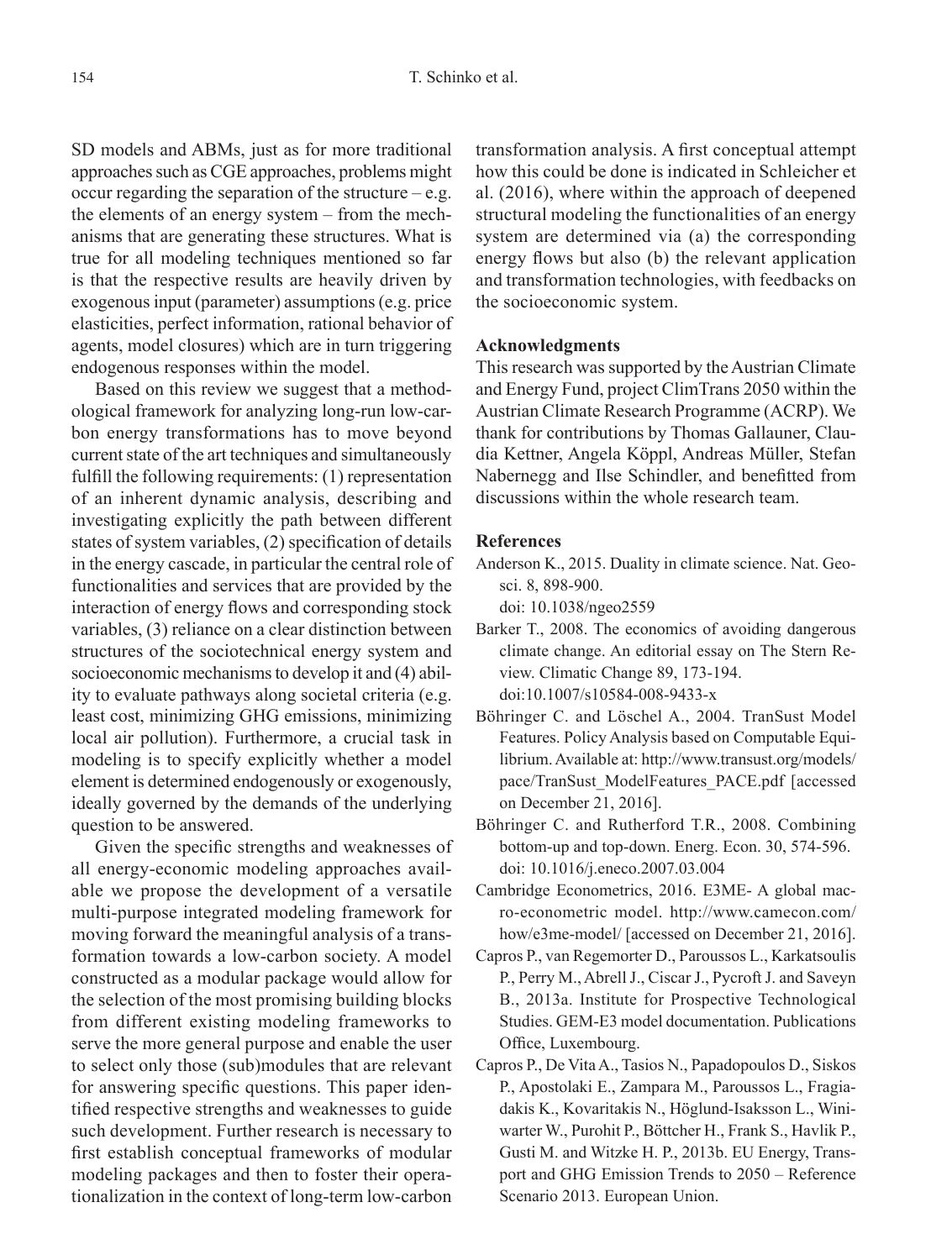SD models and ABMs, just as for more traditional approaches such as CGE approaches, problems might occur regarding the separation of the structure – e.g. the elements of an energy system – from the mechanisms that are generating these structures. What is true for all modeling techniques mentioned so far is that the respective results are heavily driven by exogenous input (parameter) assumptions (e.g. price elasticities, perfect information, rational behavior of agents, model closures) which are in turn triggering endogenous responses within the model.

Based on this review we suggest that a methodological framework for analyzing long-run low-carbon energy transformations has to move beyond current state of the art techniques and simultaneously fulfill the following requirements: (1) representation of an inherent dynamic analysis, describing and investigating explicitly the path between different states of system variables, (2) specification of details in the energy cascade, in particular the central role of functionalities and services that are provided by the interaction of energy flows and corresponding stock variables, (3) reliance on a clear distinction between structures of the sociotechnical energy system and socioeconomic mechanisms to develop it and (4) ability to evaluate pathways along societal criteria (e.g. least cost, minimizing GHG emissions, minimizing local air pollution). Furthermore, a crucial task in modeling is to specify explicitly whether a model element is determined endogenously or exogenously, ideally governed by the demands of the underlying question to be answered.

Given the specific strengths and weaknesses of all energy-economic modeling approaches available we propose the development of a versatile multi-purpose integrated modeling framework for moving forward the meaningful analysis of a transformation towards a low-carbon society. A model constructed as a modular package would allow for the selection of the most promising building blocks from different existing modeling frameworks to serve the more general purpose and enable the user to select only those (sub)modules that are relevant for answering specific questions. This paper identified respective strengths and weaknesses to guide such development. Further research is necessary to first establish conceptual frameworks of modular modeling packages and then to foster their operationalization in the context of long-term low-carbon transformation analysis. A first conceptual attempt how this could be done is indicated in Schleicher et al. (2016), where within the approach of deepened structural modeling the functionalities of an energy system are determined via (a) the corresponding energy flows but also (b) the relevant application and transformation technologies, with feedbacks on the socioeconomic system.

## Acknowledgments

This research was supported by the Austrian Climate and Energy Fund, project ClimTrans 2050 within the Austrian Climate Research Programme (ACRP). We thank for contributions by Thomas Gallauner, Claudia Kettner, Angela Köppl, Andreas Müller, Stefan Nabernegg and Ilse Schindler, and benefitted from discussions within the whole research team.

## References

Anderson K., 2015. Duality in climate science. Nat. Geosci. 8, 898-900. doi: 10.1038/ngeo2559

Barker T., 2008. The economics of avoiding dangerous climate change. An editorial essay on The Stern Review. Climatic Change 89, 173-194. doi:10.1007/s10584-008-9433-x

Böhringer C. and Löschel A., 2004. TranSust Model Features. Policy Analysis based on Computable Equilibrium. Available at: http://www.transust.org/models/pace/TranSust_ModelFeatures_PACE.pdf [accessed on December 21, 2016].

Böhringer C. and Rutherford T.R., 2008. Combining bottom-up and top-down. Energ. Econ. 30, 574-596. doi: 10.1016/j.eneco.2007.03.004

Cambridge Econometrics, 2016. E3ME- A global macro-econometric model. http://www.camecon.com/how/e3me-model/ [accessed on December 21, 2016].

Capros P., van Regemorter D., Paroussos L., Karkatsoulis P., Perry M., Abrell J., Ciscar J., Pycroft J. and Saveyn B., 2013a. Institute for Prospective Technological Studies. GEM-E3 model documentation. Publications Office, Luxembourg.

Capros P., De Vita A., Tasios N., Papadopoulos D., Siskos P., Apostolaki E., Zampara M., Paroussos L., Fragiadakis K., Kovaritakis N., Höglund-Isaksson L., Winiwarter W., Purohit P., Böttcher H., Frank S., Havlik P., Gusti M. and Witzke H. P., 2013b. EU Energy, Transport and GHG Emission Trends to 2050 – Reference Scenario 2013. European Union.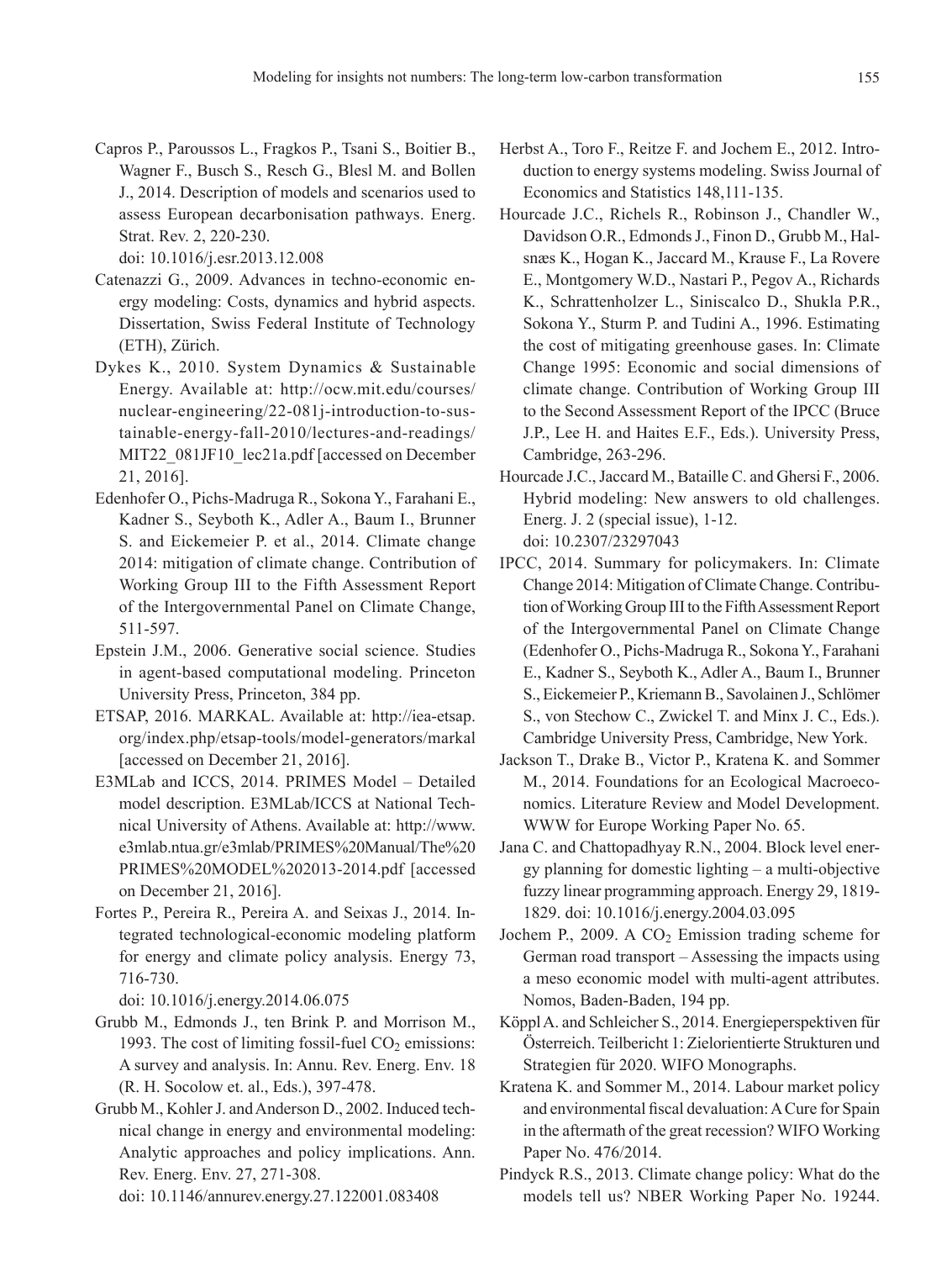Capros P., Paroussos L., Fragkos P., Tsani S., Boitier B., Wagner F., Busch S., Resch G., Blesl M. and Bollen J., 2014. Description of models and scenarios used to assess European decarbonisation pathways. Energ. Strat. Rev. 2, 220-230.
doi: 10.1016/j.esr.2013.12.008

Catenazzi G., 2009. Advances in techno-economic energy modeling: Costs, dynamics and hybrid aspects. Dissertation, Swiss Federal Institute of Technology (ETH), Zürich.

Dykes K., 2010. System Dynamics & Sustainable Energy. Available at: http://ocw.mit.edu/courses/nuclear-engineering/22-081j-introduction-to-sustainable-energy-fall-2010/lectures-and-readings/MIT22_081JF10_lec21a.pdf [accessed on December 21, 2016].

Edenhofer O., Pichs-Madruga R., Sokona Y., Farahani E., Kadner S., Seyboth K., Adler A., Baum I., Brunner S. and Eickemeier P. et al., 2014. Climate change 2014: mitigation of climate change. Contribution of Working Group III to the Fifth Assessment Report of the Intergovernmental Panel on Climate Change, 511-597.

Epstein J.M., 2006. Generative social science. Studies in agent-based computational modeling. Princeton University Press, Princeton, 384 pp.

ETSAP, 2016. MARKAL. Available at: http://iea-etsap.org/index.php/etsap-tools/model-generators/markal [accessed on December 21, 2016].

E3MLab and ICCS, 2014. PRIMES Model – Detailed model description. E3MLab/ICCS at National Technical University of Athens. Available at: http://www.e3mlab.ntua.gr/e3mlab/PRIMES%20Manual/The%20PRIMES%20MODEL%202013-2014.pdf [accessed on December 21, 2016].

Fortes P., Pereira R., Pereira A. and Seixas J., 2014. Integrated technological-economic modeling platform for energy and climate policy analysis. Energy 73, 716-730.
doi: 10.1016/j.energy.2014.06.075

Grubb M., Edmonds J., ten Brink P. and Morrison M., 1993. The cost of limiting fossil-fuel $CO_2$ emissions: A survey and analysis. In: Annu. Rev. Energ. Env. 18 (R. H. Socolow et. al., Eds.), 397-478.

Grubb M., Kohler J. and Anderson D., 2002. Induced technical change in energy and environmental modeling: Analytic approaches and policy implications. Ann. Rev. Energ. Env. 27, 271-308.
doi: 10.1146/annurev.energy.27.122001.083408

Herbst A., Toro F., Reitze F. and Jochem E., 2012. Introduction to energy systems modeling. Swiss Journal of Economics and Statistics 148,111-135.

Hourcade J.C., Richels R., Robinson J., Chandler W., Davidson O.R., Edmonds J., Finon D., Grubb M., Halsnæs K., Hogan K., Jaccard M., Krause F., La Rovere E., Montgomery W.D., Nastari P., Pegov A., Richards K., Schrattenholzer L., Siniscalco D., Shukla P.R., Sokona Y., Sturm P. and Tudini A., 1996. Estimating the cost of mitigating greenhouse gases. In: Climate Change 1995: Economic and social dimensions of climate change. Contribution of Working Group III to the Second Assessment Report of the IPCC (Bruce J.P., Lee H. and Haites E.F., Eds.). University Press, Cambridge, 263-296.

Hourcade J.C., Jaccard M., Bataille C. and Ghersi F., 2006. Hybrid modeling: New answers to old challenges. Energ. J. 2 (special issue), 1-12.
doi: 10.2307/23297043

IPCC, 2014. Summary for policymakers. In: Climate Change 2014: Mitigation of Climate Change. Contribution of Working Group III to the Fifth Assessment Report of the Intergovernmental Panel on Climate Change (Edenhofer O., Pichs-Madruga R., Sokona Y., Farahani E., Kadner S., Seyboth K., Adler A., Baum I., Brunner S., Eickemeier P., Kriemann B., Savolainen J., Schlömer S., von Stechow C., Zwickel T. and Minx J. C., Eds.). Cambridge University Press, Cambridge, New York.

Jackson T., Drake B., Victor P., Kratena K. and Sommer M., 2014. Foundations for an Ecological Macroeconomics. Literature Review and Model Development. WWW for Europe Working Paper No. 65.

Jana C. and Chattopadhyay R.N., 2004. Block level energy planning for domestic lighting – a multi-objective fuzzy linear programming approach. Energy 29, 1819-1829. doi: 10.1016/j.energy.2004.03.095

Jochem P., 2009. A $CO_2$ Emission trading scheme for German road transport – Assessing the impacts using a meso economic model with multi-agent attributes. Nomos, Baden-Baden, 194 pp.

Köppl A. and Schleicher S., 2014. Energieperspektiven für Österreich. Teilbericht 1: Zielorientierte Strukturen und Strategien für 2020. WIFO Monographs.

Kratena K. and Sommer M., 2014. Labour market policy and environmental fiscal devaluation: A Cure for Spain in the aftermath of the great recession? WIFO Working Paper No. 476/2014.

Pindyck R.S., 2013. Climate change policy: What do the models tell us? NBER Working Paper No. 19244.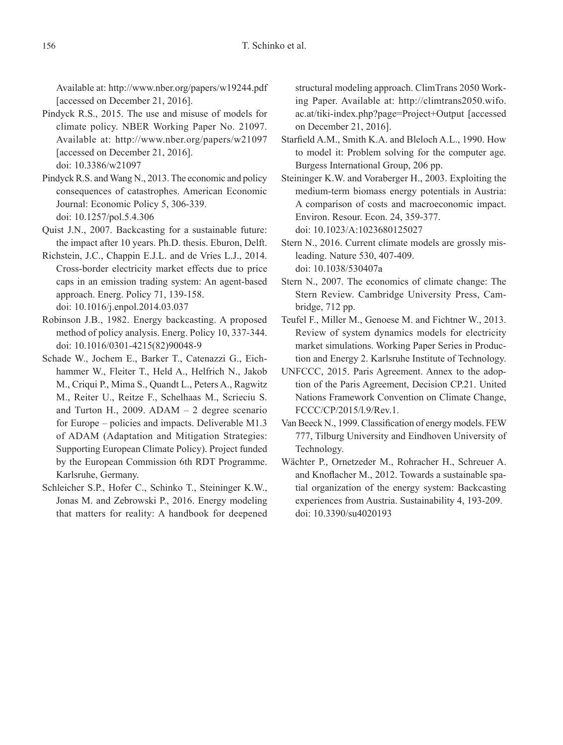Available at: http://www.nber.org/papers/w19244.pdf [accessed on December 21, 2016].

Pindyck R.S., 2015. The use and misuse of models for climate policy. NBER Working Paper No. 21097. Available at: http://www.nber.org/papers/w21097 [accessed on December 21, 2016]. doi: 10.3386/w21097

Pindyck R.S. and Wang N., 2013. The economic and policy consequences of catastrophes. American Economic Journal: Economic Policy 5, 306-339. doi: 10.1257/pol.5.4.306

Quist J.N., 2007. Backcasting for a sustainable future: the impact after 10 years. Ph.D. thesis. Eburon, Delft.

Richstein, J.C., Chappin E.J.L. and de Vries L.J., 2014. Cross-border electricity market effects due to price caps in an emission trading system: An agent-based approach. Energ. Policy 71, 139-158. doi: 10.1016/j.enpol.2014.03.037

Robinson J.B., 1982. Energy backcasting. A proposed method of policy analysis. Energ. Policy 10, 337-344. doi: 10.1016/0301-4215(82)90048-9

Schade W., Jochem E., Barker T., Catenazzi G., Eichhammer W., Fleiter T., Held A., Helfrich N., Jakob M., Criqui P., Mima S., Quandt L., Peters A., Ragwitz M., Reiter U., Reitze F., Schelhaas M., Scrieciu S. and Turton H., 2009. ADAM – 2 degree scenario for Europe – policies and impacts. Deliverable M1.3 of ADAM (Adaptation and Mitigation Strategies: Supporting European Climate Policy). Project funded by the European Commission 6th RDT Programme. Karlsruhe, Germany.

Schleicher S.P., Hofer C., Schinko T., Steininger K.W., Jonas M. and Zebrowski P., 2016. Energy modeling that matters for reality: A handbook for deepened structural modeling approach. ClimTrans 2050 Working Paper. Available at: http://climtrans2050.wifo.ac.at/tiki-index.php?page=Project+Output [accessed on December 21, 2016].

Starfield A.M., Smith K.A. and Bleloch A.L., 1990. How to model it: Problem solving for the computer age. Burgess International Group, 206 pp.

Steininger K.W. and Voraberger H., 2003. Exploiting the medium-term biomass energy potentials in Austria: A comparison of costs and macroeconomic impact. Environ. Resour. Econ. 24, 359-377. doi: 10.1023/A:1023680125027

Stern N., 2016. Current climate models are grossly misleading. Nature 530, 407-409. doi: 10.1038/530407a

Stern N., 2007. The economics of climate change: The Stern Review. Cambridge University Press, Cambridge, 712 pp.

Teufel F., Miller M., Genoese M. and Fichtner W., 2013. Review of system dynamics models for electricity market simulations. Working Paper Series in Production and Energy 2. Karlsruhe Institute of Technology.

UNFCCC, 2015. Paris Agreement. Annex to the adoption of the Paris Agreement, Decision CP.21. United Nations Framework Convention on Climate Change, FCCC/CP/2015/l.9/Rev.1.

Van Beeck N., 1999. Classification of energy models. FEW 777, Tilburg University and Eindhoven University of Technology.

Wächter P., Ornetzeder M., Rohracher H., Schreuer A. and Knoflacher M., 2012. Towards a sustainable spatial organization of the energy system: Backcasting experiences from Austria. Sustainability 4, 193-209. doi: 10.3390/su4020193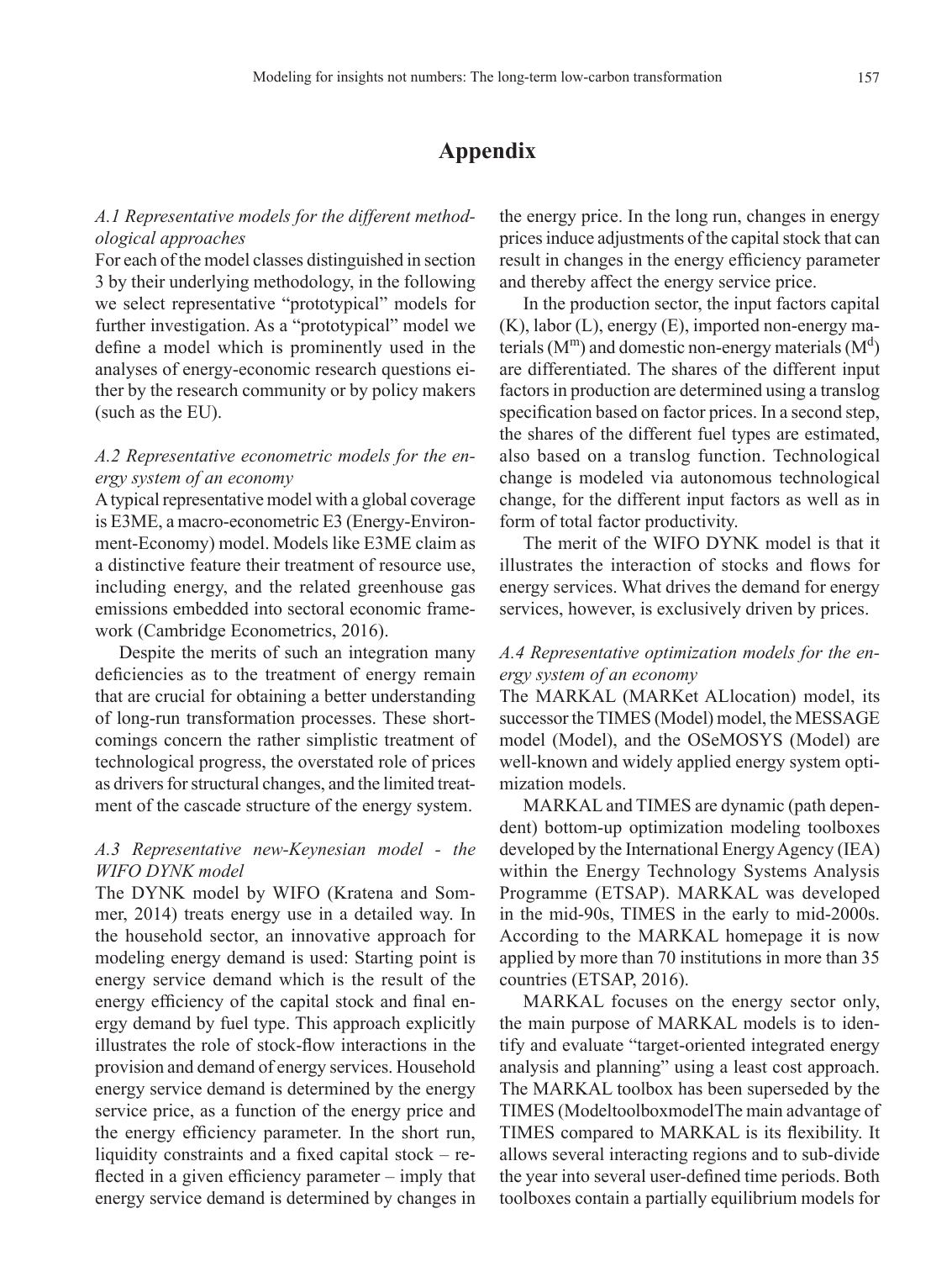# Appendix

### *A.1 Representative models for the different methodological approaches*

For each of the model classes distinguished in section 3 by their underlying methodology, in the following we select representative "prototypical" models for further investigation. As a "prototypical" model we define a model which is prominently used in the analyses of energy-economic research questions either by the research community or by policy makers (such as the EU).

### *A.2 Representative econometric models for the energy system of an economy*

A typical representative model with a global coverage is E3ME, a macro-econometric E3 (Energy-Environment-Economy) model. Models like E3ME claim as a distinctive feature their treatment of resource use, including energy, and the related greenhouse gas emissions embedded into sectoral economic framework (Cambridge Econometrics, 2016).

Despite the merits of such an integration many deficiencies as to the treatment of energy remain that are crucial for obtaining a better understanding of long-run transformation processes. These shortcomings concern the rather simplistic treatment of technological progress, the overstated role of prices as drivers for structural changes, and the limited treatment of the cascade structure of the energy system.

### *A.3 Representative new-Keynesian model - the WIFO DYNK model*

The DYNK model by WIFO (Kratena and Sommer, 2014) treats energy use in a detailed way. In the household sector, an innovative approach for modeling energy demand is used: Starting point is energy service demand which is the result of the energy efficiency of the capital stock and final energy demand by fuel type. This approach explicitly illustrates the role of stock-flow interactions in the provision and demand of energy services. Household energy service demand is determined by the energy service price, as a function of the energy price and the energy efficiency parameter. In the short run, liquidity constraints and a fixed capital stock – reflected in a given efficiency parameter – imply that energy service demand is determined by changes in the energy price. In the long run, changes in energy prices induce adjustments of the capital stock that can result in changes in the energy efficiency parameter and thereby affect the energy service price.

In the production sector, the input factors capital (K), labor (L), energy (E), imported non-energy materials ($M^m$) and domestic non-energy materials ($M^d$) are differentiated. The shares of the different input factors in production are determined using a translog specification based on factor prices. In a second step, the shares of the different fuel types are estimated, also based on a translog function. Technological change is modeled via autonomous technological change, for the different input factors as well as in form of total factor productivity.

The merit of the WIFO DYNK model is that it illustrates the interaction of stocks and flows for energy services. What drives the demand for energy services, however, is exclusively driven by prices.

### *A.4 Representative optimization models for the energy system of an economy*

The MARKAL (MARKet ALlocation) model, its successor the TIMES (Model) model, the MESSAGE model (Model), and the OSeMOSYS (Model) are well-known and widely applied energy system optimization models.

MARKAL and TIMES are dynamic (path dependent) bottom-up optimization modeling toolboxes developed by the International Energy Agency (IEA) within the Energy Technology Systems Analysis Programme (ETSAP). MARKAL was developed in the mid-90s, TIMES in the early to mid-2000s. According to the MARKAL homepage it is now applied by more than 70 institutions in more than 35 countries (ETSAP, 2016).

MARKAL focuses on the energy sector only, the main purpose of MARKAL models is to identify and evaluate "target-oriented integrated energy analysis and planning" using a least cost approach. The MARKAL toolbox has been superseded by the TIMES (ModeltoolboxmodelThe main advantage of TIMES compared to MARKAL is its flexibility. It allows several interacting regions and to sub-divide the year into several user-defined time periods. Both toolboxes contain a partially equilibrium models for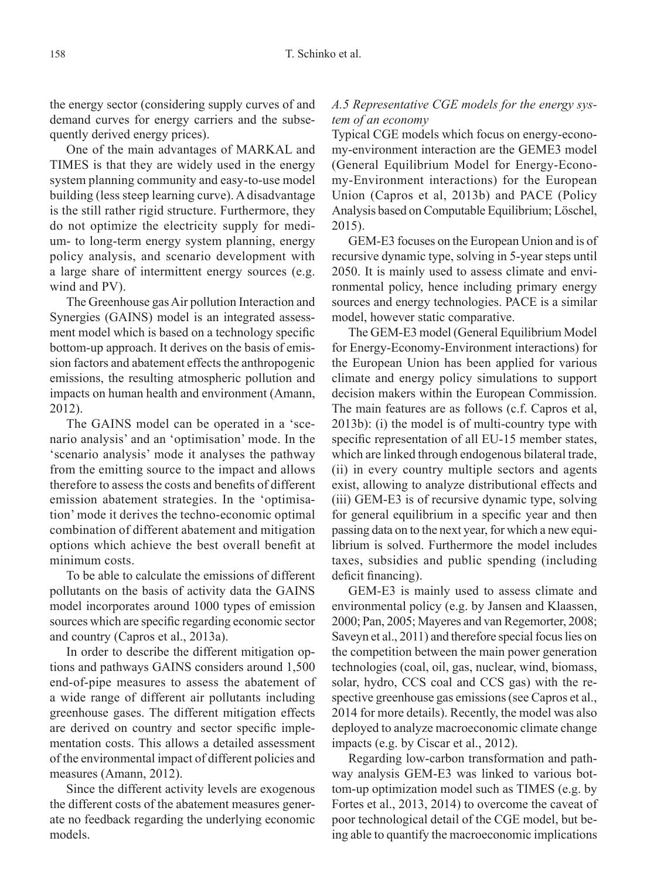the energy sector (considering supply curves of and demand curves for energy carriers and the subsequently derived energy prices).

One of the main advantages of MARKAL and TIMES is that they are widely used in the energy system planning community and easy-to-use model building (less steep learning curve). A disadvantage is the still rather rigid structure. Furthermore, they do not optimize the electricity supply for medium- to long-term energy system planning, energy policy analysis, and scenario development with a large share of intermittent energy sources (e.g. wind and PV).

The Greenhouse gas Air pollution Interaction and Synergies (GAINS) model is an integrated assessment model which is based on a technology specific bottom-up approach. It derives on the basis of emission factors and abatement effects the anthropogenic emissions, the resulting atmospheric pollution and impacts on human health and environment (Amann, 2012).

The GAINS model can be operated in a 'scenario analysis' and an 'optimisation' mode. In the 'scenario analysis' mode it analyses the pathway from the emitting source to the impact and allows therefore to assess the costs and benefits of different emission abatement strategies. In the 'optimisation' mode it derives the techno-economic optimal combination of different abatement and mitigation options which achieve the best overall benefit at minimum costs.

To be able to calculate the emissions of different pollutants on the basis of activity data the GAINS model incorporates around 1000 types of emission sources which are specific regarding economic sector and country (Capros et al., 2013a).

In order to describe the different mitigation options and pathways GAINS considers around 1,500 end-of-pipe measures to assess the abatement of a wide range of different air pollutants including greenhouse gases. The different mitigation effects are derived on country and sector specific implementation costs. This allows a detailed assessment of the environmental impact of different policies and measures (Amann, 2012).

Since the different activity levels are exogenous the different costs of the abatement measures generate no feedback regarding the underlying economic models.

### *A.5 Representative CGE models for the energy system of an economy*

Typical CGE models which focus on energy-economy-environment interaction are the GEME3 model (General Equilibrium Model for Energy-Economy-Environment interactions) for the European Union (Capros et al, 2013b) and PACE (Policy Analysis based on Computable Equilibrium; Löschel, 2015).

GEM-E3 focuses on the European Union and is of recursive dynamic type, solving in 5-year steps until 2050. It is mainly used to assess climate and environmental policy, hence including primary energy sources and energy technologies. PACE is a similar model, however static comparative.

The GEM-E3 model (General Equilibrium Model for Energy-Economy-Environment interactions) for the European Union has been applied for various climate and energy policy simulations to support decision makers within the European Commission. The main features are as follows (c.f. Capros et al, 2013b): (i) the model is of multi-country type with specific representation of all EU-15 member states, which are linked through endogenous bilateral trade, (ii) in every country multiple sectors and agents exist, allowing to analyze distributional effects and (iii) GEM-E3 is of recursive dynamic type, solving for general equilibrium in a specific year and then passing data on to the next year, for which a new equilibrium is solved. Furthermore the model includes taxes, subsidies and public spending (including deficit financing).

GEM-E3 is mainly used to assess climate and environmental policy (e.g. by Jansen and Klaassen, 2000; Pan, 2005; Mayeres and van Regemorter, 2008; Saveyn et al., 2011) and therefore special focus lies on the competition between the main power generation technologies (coal, oil, gas, nuclear, wind, biomass, solar, hydro, CCS coal and CCS gas) with the respective greenhouse gas emissions (see Capros et al., 2014 for more details). Recently, the model was also deployed to analyze macroeconomic climate change impacts (e.g. by Ciscar et al., 2012).

Regarding low-carbon transformation and pathway analysis GEM-E3 was linked to various bottom-up optimization model such as TIMES (e.g. by Fortes et al., 2013, 2014) to overcome the caveat of poor technological detail of the CGE model, but being able to quantify the macroeconomic implications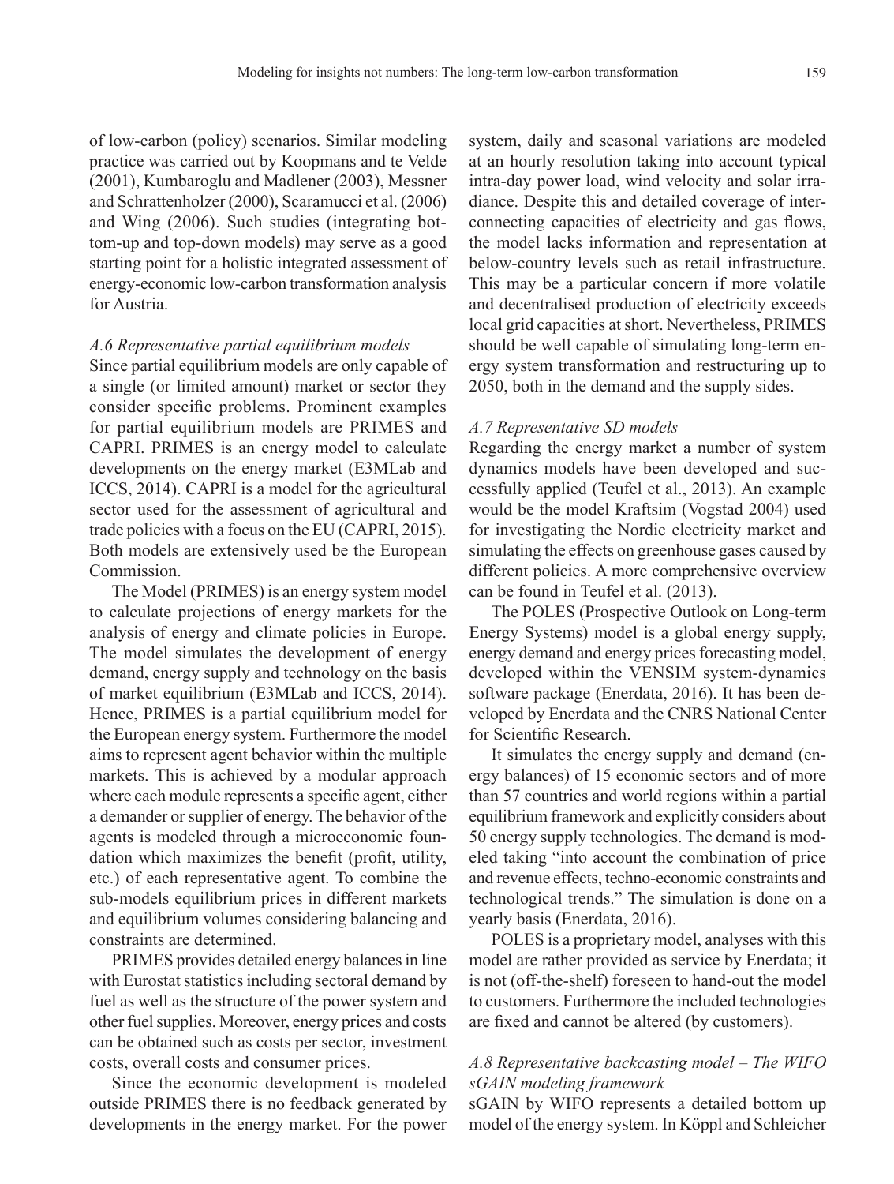of low-carbon (policy) scenarios. Similar modeling practice was carried out by Koopmans and te Velde (2001), Kumbaroglu and Madlener (2003), Messner and Schrattenholzer (2000), Scaramucci et al. (2006) and Wing (2006). Such studies (integrating bottom-up and top-down models) may serve as a good starting point for a holistic integrated assessment of energy-economic low-carbon transformation analysis for Austria.

*A.6 Representative partial equilibrium models*

Since partial equilibrium models are only capable of a single (or limited amount) market or sector they consider specific problems. Prominent examples for partial equilibrium models are PRIMES and CAPRI. PRIMES is an energy model to calculate developments on the energy market (E3MLab and ICCS, 2014). CAPRI is a model for the agricultural sector used for the assessment of agricultural and trade policies with a focus on the EU (CAPRI, 2015). Both models are extensively used be the European Commission.

The Model (PRIMES) is an energy system model to calculate projections of energy markets for the analysis of energy and climate policies in Europe. The model simulates the development of energy demand, energy supply and technology on the basis of market equilibrium (E3MLab and ICCS, 2014). Hence, PRIMES is a partial equilibrium model for the European energy system. Furthermore the model aims to represent agent behavior within the multiple markets. This is achieved by a modular approach where each module represents a specific agent, either a demander or supplier of energy. The behavior of the agents is modeled through a microeconomic foundation which maximizes the benefit (profit, utility, etc.) of each representative agent. To combine the sub-models equilibrium prices in different markets and equilibrium volumes considering balancing and constraints are determined.

PRIMES provides detailed energy balances in line with Eurostat statistics including sectoral demand by fuel as well as the structure of the power system and other fuel supplies. Moreover, energy prices and costs can be obtained such as costs per sector, investment costs, overall costs and consumer prices.

Since the economic development is modeled outside PRIMES there is no feedback generated by developments in the energy market. For the power system, daily and seasonal variations are modeled at an hourly resolution taking into account typical intra-day power load, wind velocity and solar irradiance. Despite this and detailed coverage of interconnecting capacities of electricity and gas flows, the model lacks information and representation at below-country levels such as retail infrastructure. This may be a particular concern if more volatile and decentralised production of electricity exceeds local grid capacities at short. Nevertheless, PRIMES should be well capable of simulating long-term energy system transformation and restructuring up to 2050, both in the demand and the supply sides.

*A.7 Representative SD models*

Regarding the energy market a number of system dynamics models have been developed and successfully applied (Teufel et al., 2013). An example would be the model Kraftsim (Vogstad 2004) used for investigating the Nordic electricity market and simulating the effects on greenhouse gases caused by different policies. A more comprehensive overview can be found in Teufel et al. (2013).

The POLES (Prospective Outlook on Long-term Energy Systems) model is a global energy supply, energy demand and energy prices forecasting model, developed within the VENSIM system-dynamics software package (Enerdata, 2016). It has been developed by Enerdata and the CNRS National Center for Scientific Research.

It simulates the energy supply and demand (energy balances) of 15 economic sectors and of more than 57 countries and world regions within a partial equilibrium framework and explicitly considers about 50 energy supply technologies. The demand is modeled taking "into account the combination of price and revenue effects, techno-economic constraints and technological trends." The simulation is done on a yearly basis (Enerdata, 2016).

POLES is a proprietary model, analyses with this model are rather provided as service by Enerdata; it is not (off-the-shelf) foreseen to hand-out the model to customers. Furthermore the included technologies are fixed and cannot be altered (by customers).

*A.8 Representative backcasting model – The WIFO sGAIN modeling framework*

sGAIN by WIFO represents a detailed bottom up model of the energy system. In Köppl and Schleicher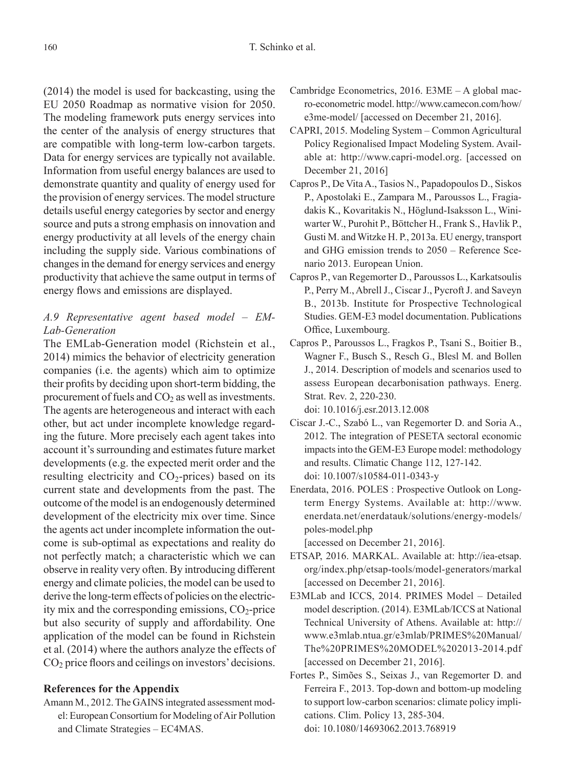(2014) the model is used for backcasting, using the EU 2050 Roadmap as normative vision for 2050. The modeling framework puts energy services into the center of the analysis of energy structures that are compatible with long-term low-carbon targets. Data for energy services are typically not available. Information from useful energy balances are used to demonstrate quantity and quality of energy used for the provision of energy services. The model structure details useful energy categories by sector and energy source and puts a strong emphasis on innovation and energy productivity at all levels of the energy chain including the supply side. Various combinations of changes in the demand for energy services and energy productivity that achieve the same output in terms of energy flows and emissions are displayed.

### *A.9 Representative agent based model – EMLab-Generation*

The EMLab-Generation model (Richstein et al., 2014) mimics the behavior of electricity generation companies (i.e. the agents) which aim to optimize their profits by deciding upon short-term bidding, the procurement of fuels and $CO_2$ as well as investments. The agents are heterogeneous and interact with each other, but act under incomplete knowledge regarding the future. More precisely each agent takes into account it's surrounding and estimates future market developments (e.g. the expected merit order and the resulting electricity and $CO_2$-prices) based on its current state and developments from the past. The outcome of the model is an endogenously determined development of the electricity mix over time. Since the agents act under incomplete information the outcome is sub-optimal as expectations and reality do not perfectly match; a characteristic which we can observe in reality very often. By introducing different energy and climate policies, the model can be used to derive the long-term effects of policies on the electricity mix and the corresponding emissions, $CO_2$-price but also security of supply and affordability. One application of the model can be found in Richstein et al. (2014) where the authors analyze the effects of $CO_2$ price floors and ceilings on investors' decisions.

## References for the Appendix

Amann M., 2012. The GAINS integrated assessment model: European Consortium for Modeling of Air Pollution and Climate Strategies – EC4MAS.

Cambridge Econometrics, 2016. E3ME – A global macro-econometric model. http://www.camecon.com/how/e3me-model/ [accessed on December 21, 2016].

CAPRI, 2015. Modeling System – Common Agricultural Policy Regionalised Impact Modeling System. Available at: http://www.capri-model.org. [accessed on December 21, 2016]

Capros P., De Vita A., Tasios N., Papadopoulos D., Siskos P., Apostolaki E., Zampara M., Paroussos L., Fragiadakis K., Kovaritakis N., Höglund-Isaksson L., Winiwarter W., Purohit P., Böttcher H., Frank S., Havlik P., Gusti M. and Witzke H. P., 2013a. EU energy, transport and GHG emission trends to 2050 – Reference Scenario 2013. European Union.

Capros P., van Regemorter D., Paroussos L., Karkatsoulis P., Perry M., Abrell J., Ciscar J., Pycroft J. and Saveyn B., 2013b. Institute for Prospective Technological Studies. GEM-E3 model documentation. Publications Office, Luxembourg.

Capros P., Paroussos L., Fragkos P., Tsani S., Boitier B., Wagner F., Busch S., Resch G., Blesl M. and Bollen J., 2014. Description of models and scenarios used to assess European decarbonisation pathways. Energ. Strat. Rev. 2, 220-230.
doi: 10.1016/j.esr.2013.12.008

Ciscar J.-C., Szabó L., van Regemorter D. and Soria A., 2012. The integration of PESETA sectoral economic impacts into the GEM-E3 Europe model: methodology and results. Climatic Change 112, 127-142.
doi: 10.1007/s10584-011-0343-y

Enerdata, 2016. POLES : Prospective Outlook on Long-term Energy Systems. Available at: http://www.enerdata.net/enerdatauk/solutions/energy-models/poles-model.php
[accessed on December 21, 2016].

ETSAP, 2016. MARKAL. Available at: http://iea-etsap.org/index.php/etsap-tools/model-generators/markal [accessed on December 21, 2016].

E3MLab and ICCS, 2014. PRIMES Model – Detailed model description. (2014). E3MLab/ICCS at National Technical University of Athens. Available at: http://www.e3mlab.ntua.gr/e3mlab/PRIMES%20Manual/The%20PRIMES%20MODEL%202013-2014.pdf [accessed on December 21, 2016].

Fortes P., Simões S., Seixas J., van Regemorter D. and Ferreira F., 2013. Top-down and bottom-up modeling to support low-carbon scenarios: climate policy implications. Clim. Policy 13, 285-304.
doi: 10.1080/14693062.2013.768919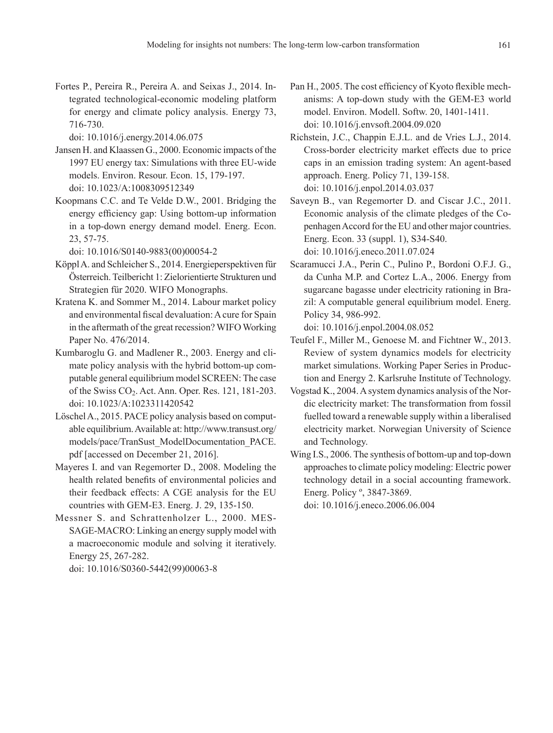Fortes P., Pereira R., Pereira A. and Seixas J., 2014. Integrated technological-economic modeling platform for energy and climate policy analysis. Energy 73, 716-730.
doi: 10.1016/j.energy.2014.06.075

Jansen H. and Klaassen G., 2000. Economic impacts of the 1997 EU energy tax: Simulations with three EU-wide models. Environ. Resour. Econ. 15, 179-197.
doi: 10.1023/A:1008309512349

Koopmans C.C. and Te Velde D.W., 2001. Bridging the energy efficiency gap: Using bottom-up information in a top-down energy demand model. Energ. Econ. 23, 57-75.
doi: 10.1016/S0140-9883(00)00054-2

Köppl A. and Schleicher S., 2014. Energieperspektiven für Österreich. Teilbericht 1: Zielorientierte Strukturen und Strategien für 2020. WIFO Monographs.

Kratena K. and Sommer M., 2014. Labour market policy and environmental fiscal devaluation: A cure for Spain in the aftermath of the great recession? WIFO Working Paper No. 476/2014.

Kumbaroglu G. and Madlener R., 2003. Energy and climate policy analysis with the hybrid bottom-up computable general equilibrium model SCREEN: The case of the Swiss $CO_2$. Act. Ann. Oper. Res. 121, 181-203.
doi: 10.1023/A:1023311420542

Löschel A., 2015. PACE policy analysis based on computable equilibrium. Available at: http://www.transust.org/models/pace/TranSust_ModelDocumentation_PACE.pdf [accessed on December 21, 2016].

Mayeres I. and van Regemorter D., 2008. Modeling the health related benefits of environmental policies and their feedback effects: A CGE analysis for the EU countries with GEM-E3. Energ. J. 29, 135-150.

Messner S. and Schrattenholzer L., 2000. MESSAGE-MACRO: Linking an energy supply model with a macroeconomic module and solving it iteratively. Energy 25, 267-282.
doi: 10.1016/S0360-5442(99)00063-8

Pan H., 2005. The cost efficiency of Kyoto flexible mechanisms: A top-down study with the GEM-E3 world model. Environ. Modell. Softw. 20, 1401-1411.
doi: 10.1016/j.envsoft.2004.09.020

Richstein, J.C., Chappin E.J.L. and de Vries L.J., 2014. Cross-border electricity market effects due to price caps in an emission trading system: An agent-based approach. Energ. Policy 71, 139-158.
doi: 10.1016/j.enpol.2014.03.037

Saveyn B., van Regemorter D. and Ciscar J.C., 2011. Economic analysis of the climate pledges of the Copenhagen Accord for the EU and other major countries. Energ. Econ. 33 (suppl. 1), S34-S40.
doi: 10.1016/j.eneco.2011.07.024

Scaramucci J.A., Perin C., Pulino P., Bordoni O.F.J. G., da Cunha M.P. and Cortez L.A., 2006. Energy from sugarcane bagasse under electricity rationing in Brazil: A computable general equilibrium model. Energ. Policy 34, 986-992.
doi: 10.1016/j.enpol.2004.08.052

Teufel F., Miller M., Genoese M. and Fichtner W., 2013. Review of system dynamics models for electricity market simulations. Working Paper Series in Production and Energy 2. Karlsruhe Institute of Technology.

Vogstad K., 2004. A system dynamics analysis of the Nordic electricity market: The transformation from fossil fuelled toward a renewable supply within a liberalised electricity market. Norwegian University of Science and Technology.

Wing I.S., 2006. The synthesis of bottom-up and top-down approaches to climate policy modeling: Electric power technology detail in a social accounting framework. Energ. Policy º, 3847-3869.
doi: 10.1016/j.eneco.2006.06.004